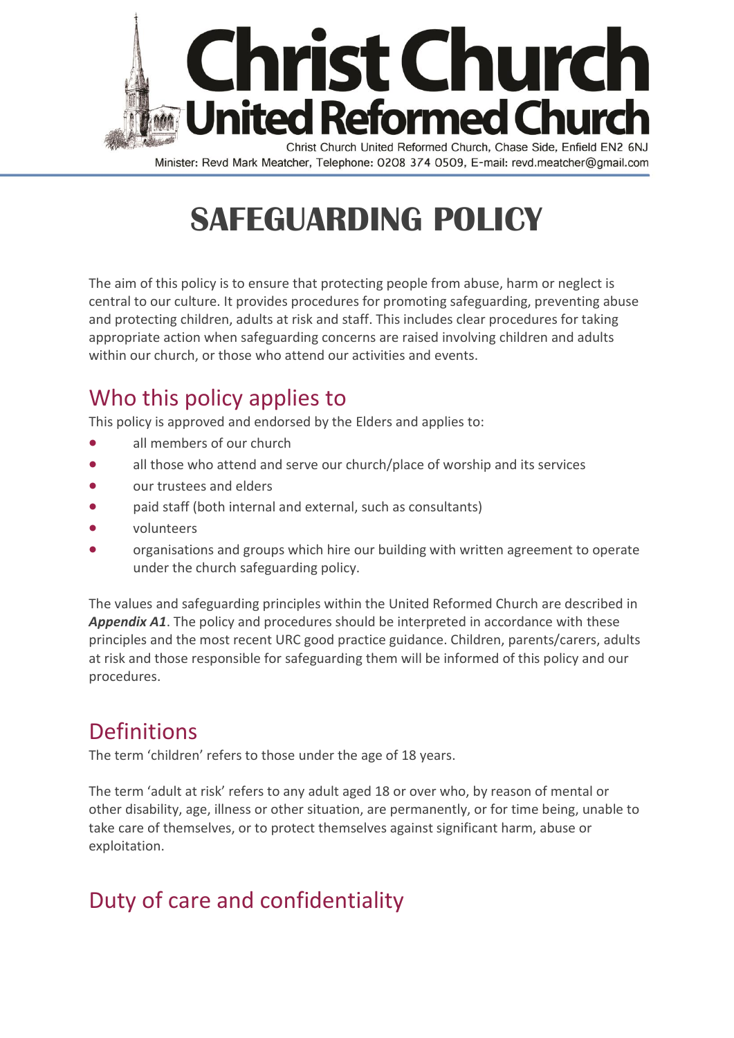# Christ Church United Reformed Church

Christ Church United Reformed Church, Chase Side, Enfield EN2 6NJ

Minister: Revd Mark Meatcher, Telephone: 0208 374 0509, E-mail: revd.meatcher@gmail.com

# SAFEGUARDING POLICY

The aim of this policy is to ensure that protecting people from abuse, harm or neglect is central to our culture. It provides procedures for promoting safeguarding, preventing abuse and protecting children, adults at risk and staff. This includes clear procedures for taking appropriate action when safeguarding concerns are raised involving children and adults within our church, or those who attend our activities and events.

## Who this policy applies to

This policy is approved and endorsed by the Elders and applies to:

- all members of our church
- all those who attend and serve our church/place of worship and its services
- our trustees and elders
- paid staff (both internal and external, such as consultants)
- volunteers
- organisations and groups which hire our building with written agreement to operate under the church safeguarding policy.

The values and safeguarding principles within the United Reformed Church are described in ***Appendix A1***. The policy and procedures should be interpreted in accordance with these principles and the most recent URC good practice guidance. Children, parents/carers, adults at risk and those responsible for safeguarding them will be informed of this policy and our procedures.

## Definitions

The term 'children' refers to those under the age of 18 years.

The term 'adult at risk' refers to any adult aged 18 or over who, by reason of mental or other disability, age, illness or other situation, are permanently, or for time being, unable to take care of themselves, or to protect themselves against significant harm, abuse or exploitation.

## Duty of care and confidentiality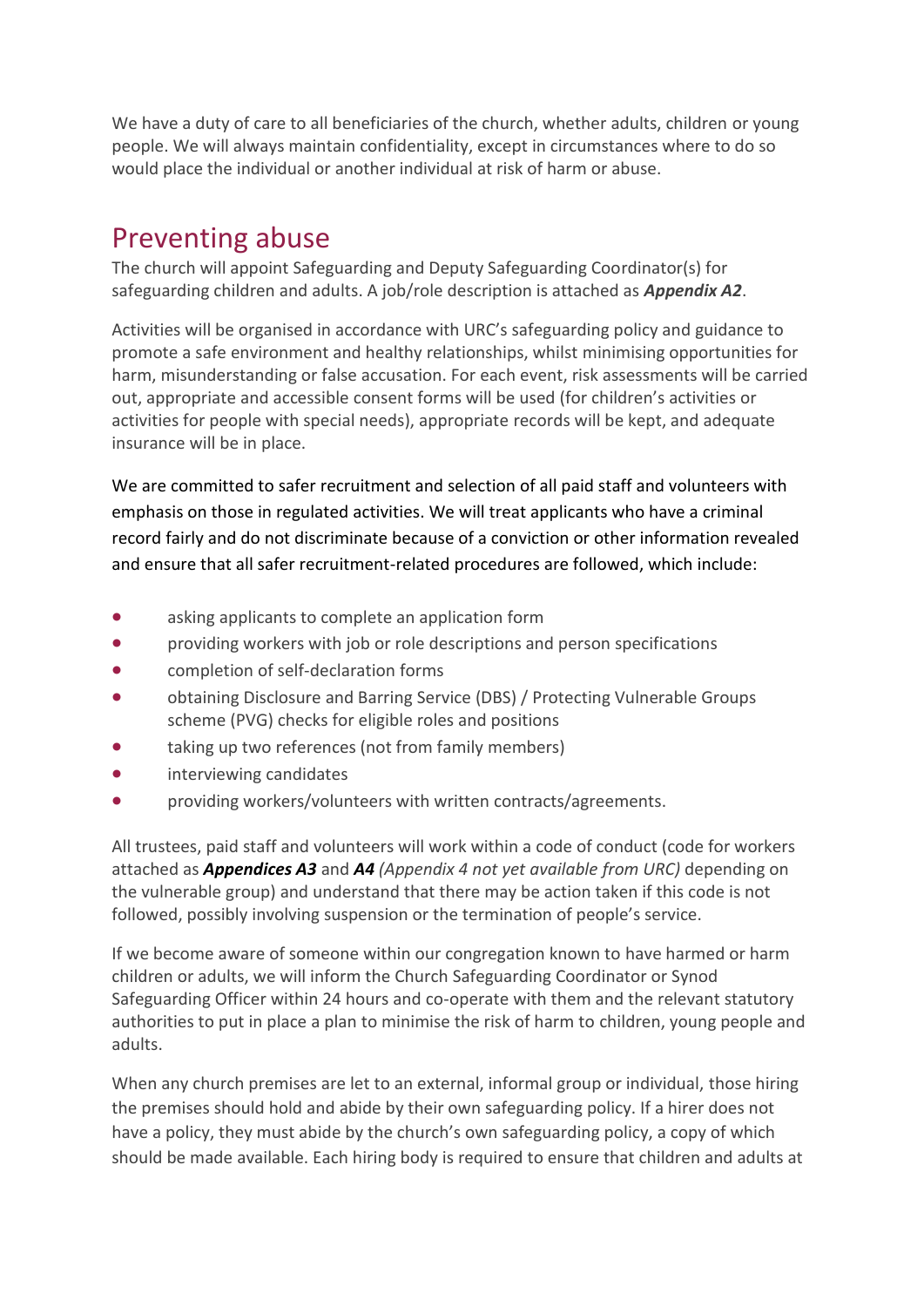We have a duty of care to all beneficiaries of the church, whether adults, children or young people. We will always maintain confidentiality, except in circumstances where to do so would place the individual or another individual at risk of harm or abuse.

## Preventing abuse

The church will appoint Safeguarding and Deputy Safeguarding Coordinator(s) for safeguarding children and adults. A job/role description is attached as ***Appendix A2***.

Activities will be organised in accordance with URC's safeguarding policy and guidance to promote a safe environment and healthy relationships, whilst minimising opportunities for harm, misunderstanding or false accusation. For each event, risk assessments will be carried out, appropriate and accessible consent forms will be used (for children's activities or activities for people with special needs), appropriate records will be kept, and adequate insurance will be in place.

We are committed to safer recruitment and selection of all paid staff and volunteers with emphasis on those in regulated activities. We will treat applicants who have a criminal record fairly and do not discriminate because of a conviction or other information revealed and ensure that all safer recruitment-related procedures are followed, which include:

- asking applicants to complete an application form
- providing workers with job or role descriptions and person specifications
- completion of self-declaration forms
- obtaining Disclosure and Barring Service (DBS) / Protecting Vulnerable Groups scheme (PVG) checks for eligible roles and positions
- taking up two references (not from family members)
- interviewing candidates
- providing workers/volunteers with written contracts/agreements.

All trustees, paid staff and volunteers will work within a code of conduct (code for workers attached as ***Appendices A3*** and ***A4*** *(Appendix 4 not yet available from URC)* depending on the vulnerable group) and understand that there may be action taken if this code is not followed, possibly involving suspension or the termination of people's service.

If we become aware of someone within our congregation known to have harmed or harm children or adults, we will inform the Church Safeguarding Coordinator or Synod Safeguarding Officer within 24 hours and co-operate with them and the relevant statutory authorities to put in place a plan to minimise the risk of harm to children, young people and adults.

When any church premises are let to an external, informal group or individual, those hiring the premises should hold and abide by their own safeguarding policy. If a hirer does not have a policy, they must abide by the church's own safeguarding policy, a copy of which should be made available. Each hiring body is required to ensure that children and adults at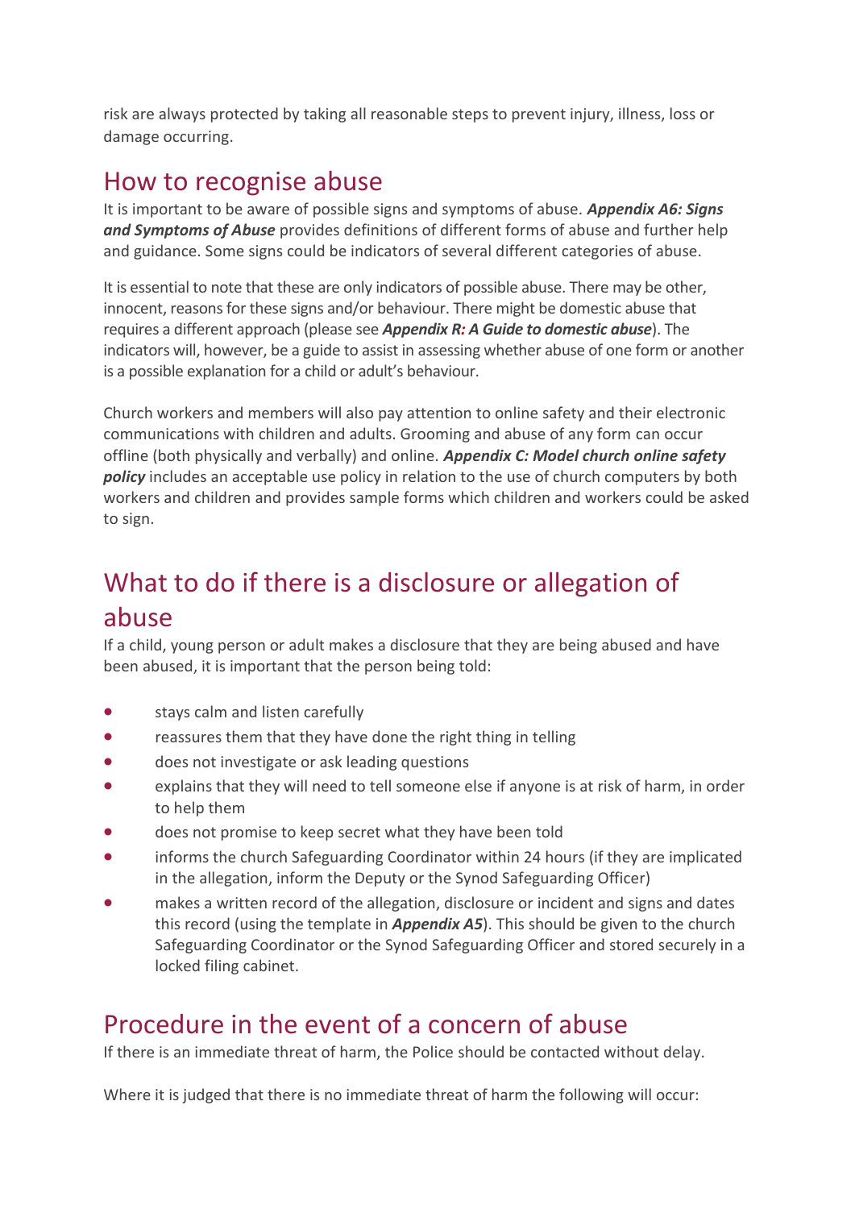risk are always protected by taking all reasonable steps to prevent injury, illness, loss or damage occurring.

## How to recognise abuse

It is important to be aware of possible signs and symptoms of abuse. ***Appendix A6: Signs and Symptoms of Abuse*** provides definitions of different forms of abuse and further help and guidance. Some signs could be indicators of several different categories of abuse.

It is essential to note that these are only indicators of possible abuse. There may be other, innocent, reasons for these signs and/or behaviour. There might be domestic abuse that requires a different approach (please see ***Appendix R: A Guide to domestic abuse***). The indicators will, however, be a guide to assist in assessing whether abuse of one form or another is a possible explanation for a child or adult's behaviour.

Church workers and members will also pay attention to online safety and their electronic communications with children and adults. Grooming and abuse of any form can occur offline (both physically and verbally) and online. ***Appendix C: Model church online safety policy*** includes an acceptable use policy in relation to the use of church computers by both workers and children and provides sample forms which children and workers could be asked to sign.

## What to do if there is a disclosure or allegation of abuse

If a child, young person or adult makes a disclosure that they are being abused and have been abused, it is important that the person being told:

- stays calm and listen carefully
- reassures them that they have done the right thing in telling
- does not investigate or ask leading questions
- explains that they will need to tell someone else if anyone is at risk of harm, in order to help them
- does not promise to keep secret what they have been told
- informs the church Safeguarding Coordinator within 24 hours (if they are implicated in the allegation, inform the Deputy or the Synod Safeguarding Officer)
- makes a written record of the allegation, disclosure or incident and signs and dates this record (using the template in ***Appendix A5***). This should be given to the church Safeguarding Coordinator or the Synod Safeguarding Officer and stored securely in a locked filing cabinet.

## Procedure in the event of a concern of abuse

If there is an immediate threat of harm, the Police should be contacted without delay.

Where it is judged that there is no immediate threat of harm the following will occur: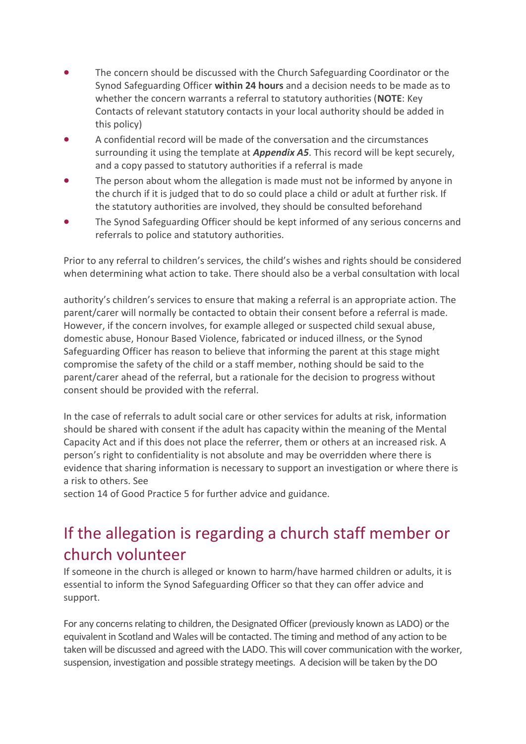- The concern should be discussed with the Church Safeguarding Coordinator or the Synod Safeguarding Officer **within 24 hours** and a decision needs to be made as to whether the concern warrants a referral to statutory authorities (**NOTE**: Key Contacts of relevant statutory contacts in your local authority should be added in this policy)
- A confidential record will be made of the conversation and the circumstances surrounding it using the template at ***Appendix A5***. This record will be kept securely, and a copy passed to statutory authorities if a referral is made
- The person about whom the allegation is made must not be informed by anyone in the church if it is judged that to do so could place a child or adult at further risk. If the statutory authorities are involved, they should be consulted beforehand
- The Synod Safeguarding Officer should be kept informed of any serious concerns and referrals to police and statutory authorities.

Prior to any referral to children's services, the child's wishes and rights should be considered when determining what action to take. There should also be a verbal consultation with local authority's children's services to ensure that making a referral is an appropriate action. The parent/carer will normally be contacted to obtain their consent before a referral is made. However, if the concern involves, for example alleged or suspected child sexual abuse, domestic abuse, Honour Based Violence, fabricated or induced illness, or the Synod Safeguarding Officer has reason to believe that informing the parent at this stage might compromise the safety of the child or a staff member, nothing should be said to the parent/carer ahead of the referral, but a rationale for the decision to progress without consent should be provided with the referral.

In the case of referrals to adult social care or other services for adults at risk, information should be shared with consent if the adult has capacity within the meaning of the Mental Capacity Act and if this does not place the referrer, them or others at an increased risk. A person's right to confidentiality is not absolute and may be overridden where there is evidence that sharing information is necessary to support an investigation or where there is a risk to others. See section 14 of Good Practice 5 for further advice and guidance.

## If the allegation is regarding a church staff member or church volunteer

If someone in the church is alleged or known to harm/have harmed children or adults, it is essential to inform the Synod Safeguarding Officer so that they can offer advice and support.

For any concerns relating to children, the Designated Officer (previously known as LADO) or the equivalent in Scotland and Wales will be contacted. The timing and method of any action to be taken will be discussed and agreed with the LADO. This will cover communication with the worker, suspension, investigation and possible strategy meetings. A decision will be taken by the DO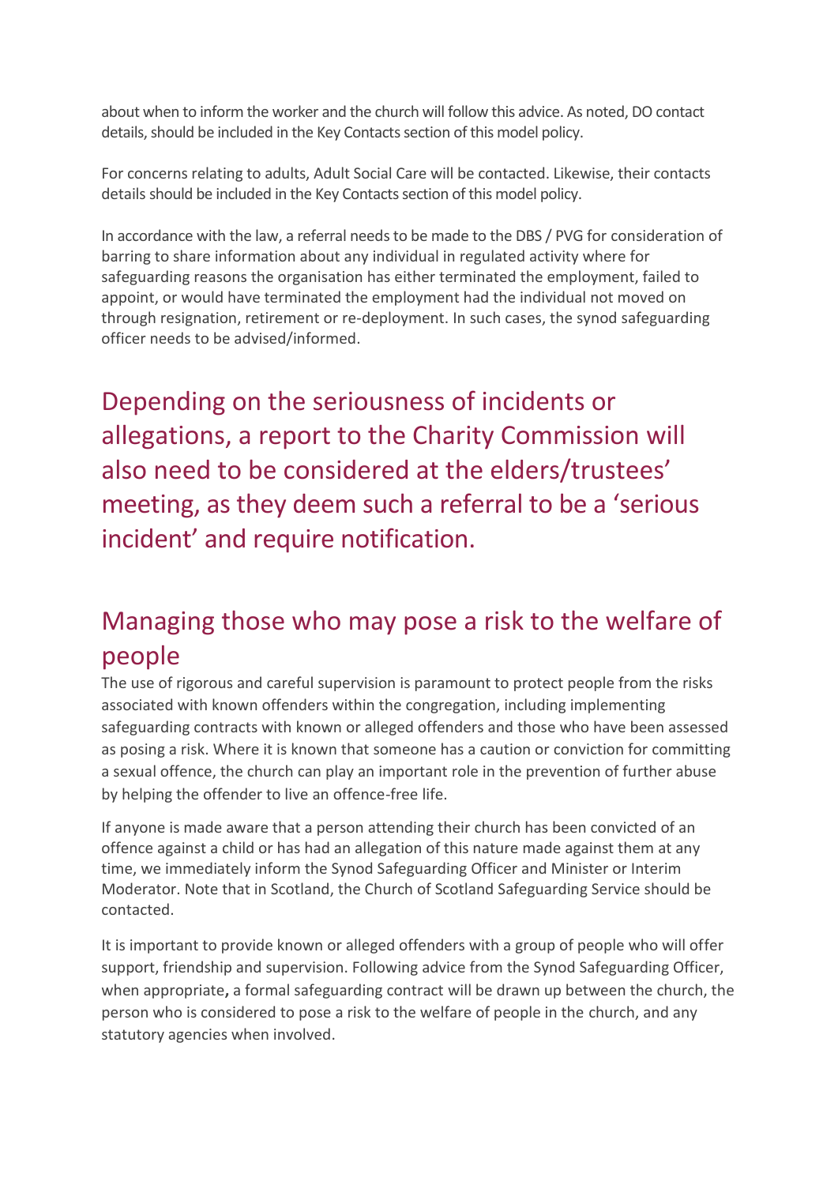about when to inform the worker and the church will follow this advice. As noted, DO contact details, should be included in the Key Contacts section of this model policy.

For concerns relating to adults, Adult Social Care will be contacted. Likewise, their contacts details should be included in the Key Contacts section of this model policy.

In accordance with the law, a referral needs to be made to the DBS / PVG for consideration of barring to share information about any individual in regulated activity where for safeguarding reasons the organisation has either terminated the employment, failed to appoint, or would have terminated the employment had the individual not moved on through resignation, retirement or re-deployment. In such cases, the synod safeguarding officer needs to be advised/informed.

## Depending on the seriousness of incidents or allegations, a report to the Charity Commission will also need to be considered at the elders/trustees' meeting, as they deem such a referral to be a 'serious incident' and require notification.

## Managing those who may pose a risk to the welfare of people

The use of rigorous and careful supervision is paramount to protect people from the risks associated with known offenders within the congregation, including implementing safeguarding contracts with known or alleged offenders and those who have been assessed as posing a risk. Where it is known that someone has a caution or conviction for committing a sexual offence, the church can play an important role in the prevention of further abuse by helping the offender to live an offence-free life.

If anyone is made aware that a person attending their church has been convicted of an offence against a child or has had an allegation of this nature made against them at any time, we immediately inform the Synod Safeguarding Officer and Minister or Interim Moderator. Note that in Scotland, the Church of Scotland Safeguarding Service should be contacted.

It is important to provide known or alleged offenders with a group of people who will offer support, friendship and supervision. Following advice from the Synod Safeguarding Officer, when appropriate**,** a formal safeguarding contract will be drawn up between the church, the person who is considered to pose a risk to the welfare of people in the church, and any statutory agencies when involved.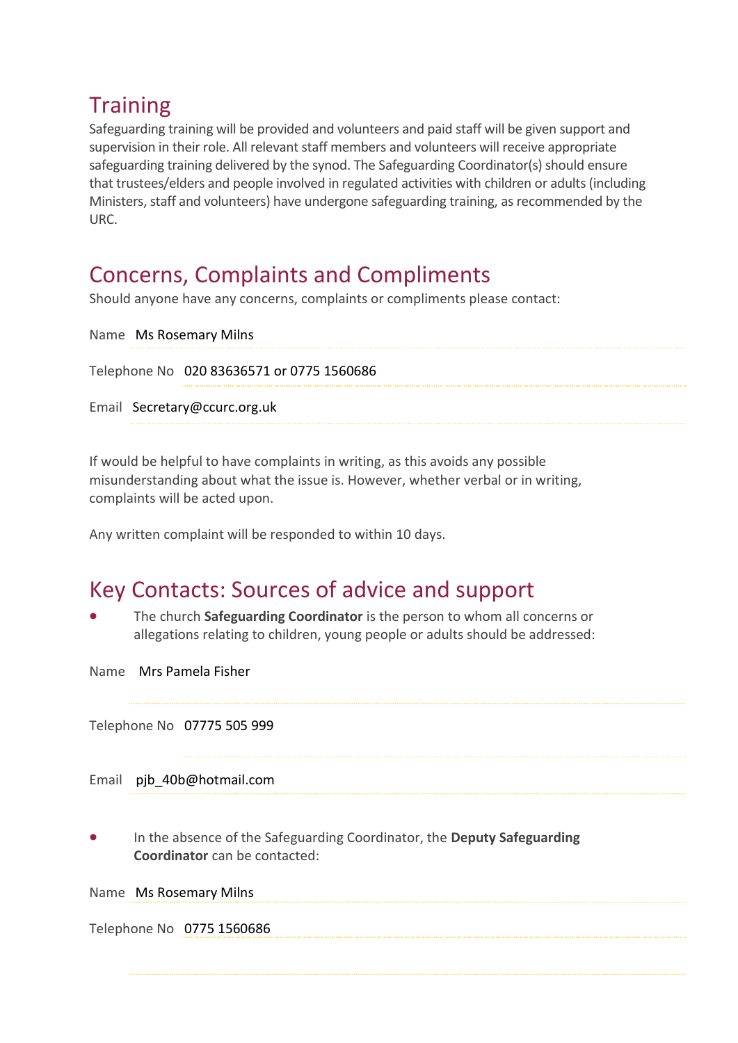## Training

Safeguarding training will be provided and volunteers and paid staff will be given support and supervision in their role. All relevant staff members and volunteers will receive appropriate safeguarding training delivered by the synod. The Safeguarding Coordinator(s) should ensure that trustees/elders and people involved in regulated activities with children or adults (including Ministers, staff and volunteers) have undergone safeguarding training, as recommended by the URC.

## Concerns, Complaints and Compliments

Should anyone have any concerns, complaints or compliments please contact:

Name Ms Rosemary Milns

Telephone No 020 83636571 or 0775 1560686

Email Secretary@ccurc.org.uk

If would be helpful to have complaints in writing, as this avoids any possible misunderstanding about what the issue is. However, whether verbal or in writing, complaints will be acted upon.

Any written complaint will be responded to within 10 days.

## Key Contacts: Sources of advice and support

- The church **Safeguarding Coordinator** is the person to whom all concerns or allegations relating to children, young people or adults should be addressed:

Name Mrs Pamela Fisher

Telephone No 07775 505 999

Email pjb_40b@hotmail.com

- In the absence of the Safeguarding Coordinator, the **Deputy Safeguarding Coordinator** can be contacted:

Name Ms Rosemary Milns

Telephone No 0775 1560686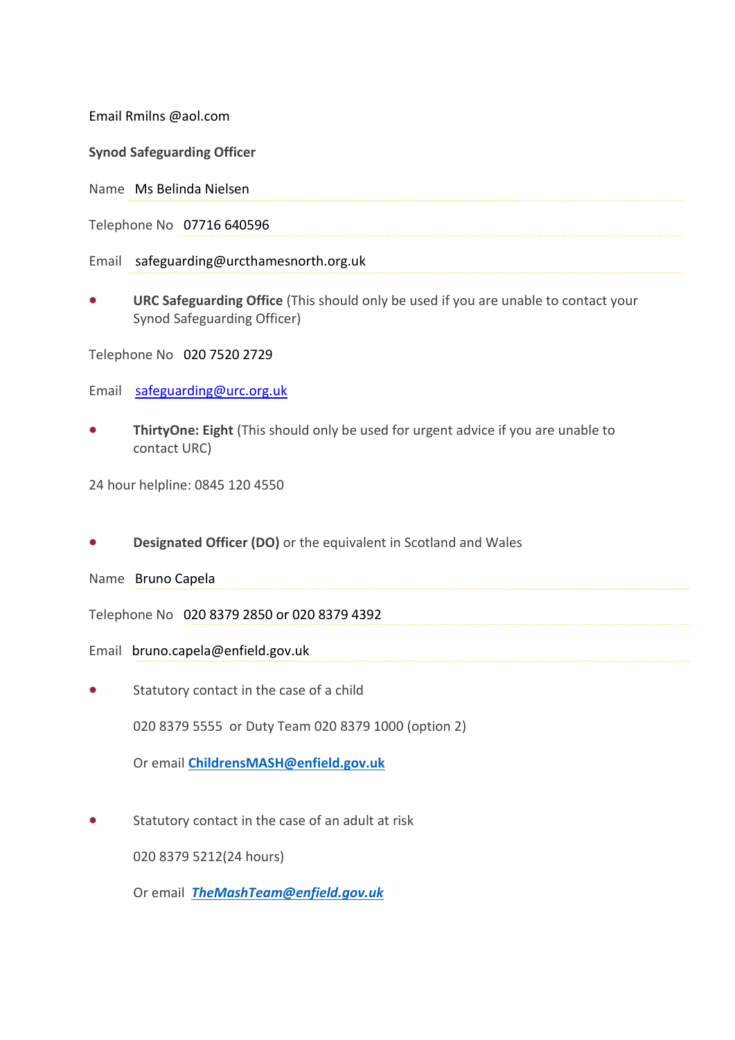Email Rmilns @aol.com

**Synod Safeguarding Officer**

Name Ms Belinda Nielsen

Telephone No 07716 640596

Email safeguarding@urcthamesnorth.org.uk

- **URC Safeguarding Office** (This should only be used if you are unable to contact your Synod Safeguarding Officer)

Telephone No 020 7520 2729

Email safeguarding@urc.org.uk

- **ThirtyOne: Eight** (This should only be used for urgent advice if you are unable to contact URC)

24 hour helpline: 0845 120 4550

- **Designated Officer (DO)** or the equivalent in Scotland and Wales

Name Bruno Capela

Telephone No 020 8379 2850 or 020 8379 4392

Email bruno.capela@enfield.gov.uk

- Statistory contact in the case of a child

  020 8379 5555 or Duty Team 020 8379 1000 (option 2)

  Or email **ChildrensMASH@enfield.gov.uk**

- Statutory contact in the case of an adult at risk

  020 8379 5212(24 hours)

  Or email ***TheMashTeam@enfield.gov.uk***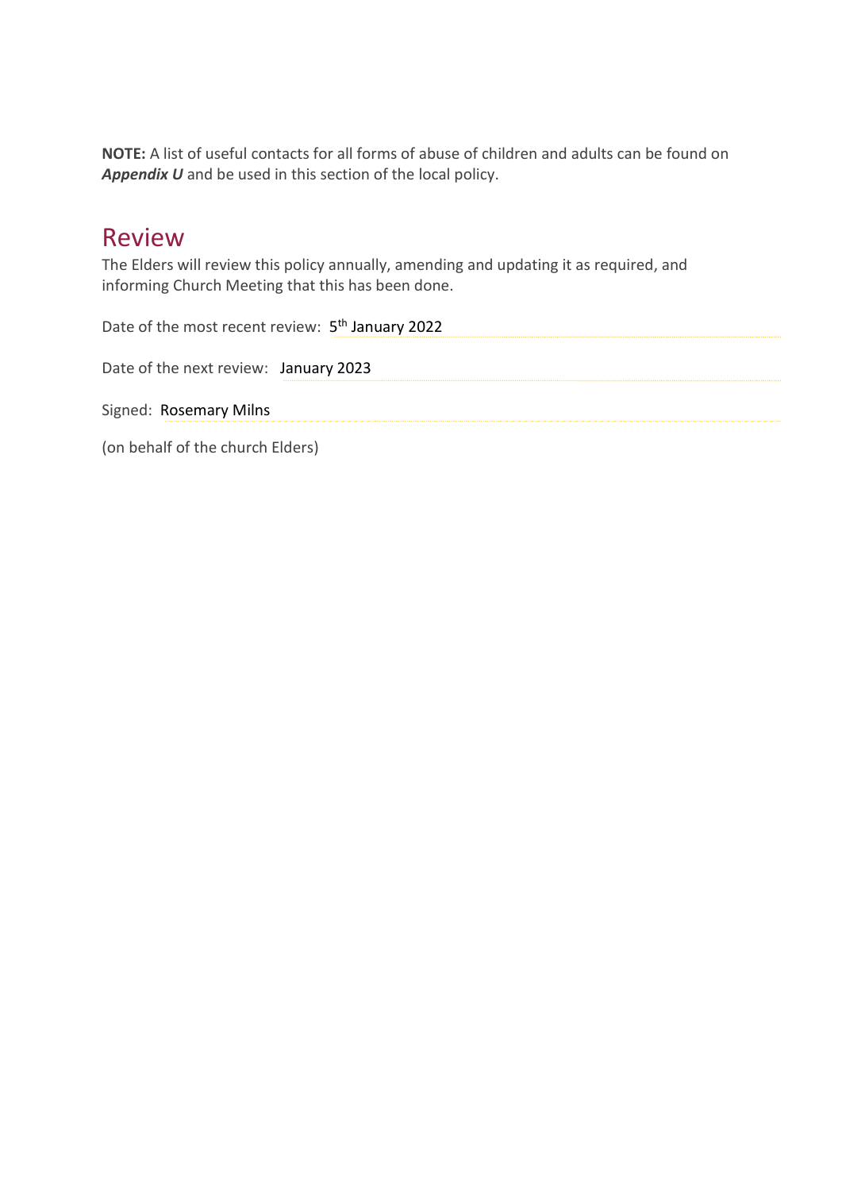**NOTE:** A list of useful contacts for all forms of abuse of children and adults can be found on ***Appendix U*** and be used in this section of the local policy.

## Review

The Elders will review this policy annually, amending and updating it as required, and informing Church Meeting that this has been done.

Date of the most recent review: 5th January 2022

Date of the next review: January 2023

Signed: Rosemary Milns

(on behalf of the church Elders)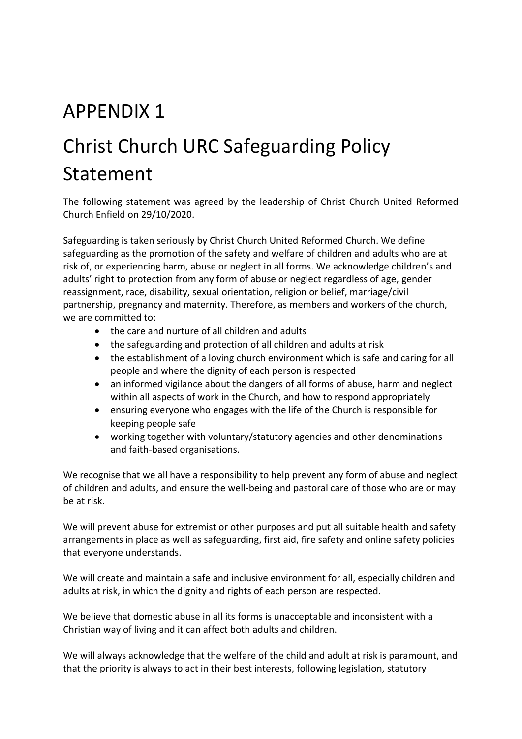# APPENDIX 1

# Christ Church URC Safeguarding Policy Statement

The following statement was agreed by the leadership of Christ Church United Reformed Church Enfield on 29/10/2020.

Safeguarding is taken seriously by Christ Church United Reformed Church. We define safeguarding as the promotion of the safety and welfare of children and adults who are at risk of, or experiencing harm, abuse or neglect in all forms. We acknowledge children's and adults' right to protection from any form of abuse or neglect regardless of age, gender reassignment, race, disability, sexual orientation, religion or belief, marriage/civil partnership, pregnancy and maternity. Therefore, as members and workers of the church, we are committed to:

- the care and nurture of all children and adults
- the safeguarding and protection of all children and adults at risk
- the establishment of a loving church environment which is safe and caring for all people and where the dignity of each person is respected
- an informed vigilance about the dangers of all forms of abuse, harm and neglect within all aspects of work in the Church, and how to respond appropriately
- ensuring everyone who engages with the life of the Church is responsible for keeping people safe
- working together with voluntary/statutory agencies and other denominations and faith-based organisations.

We recognise that we all have a responsibility to help prevent any form of abuse and neglect of children and adults, and ensure the well-being and pastoral care of those who are or may be at risk.

We will prevent abuse for extremist or other purposes and put all suitable health and safety arrangements in place as well as safeguarding, first aid, fire safety and online safety policies that everyone understands.

We will create and maintain a safe and inclusive environment for all, especially children and adults at risk, in which the dignity and rights of each person are respected.

We believe that domestic abuse in all its forms is unacceptable and inconsistent with a Christian way of living and it can affect both adults and children.

We will always acknowledge that the welfare of the child and adult at risk is paramount, and that the priority is always to act in their best interests, following legislation, statutory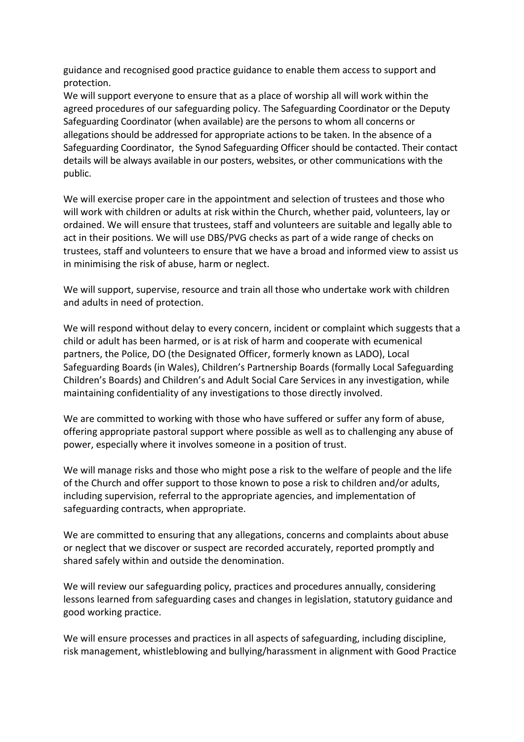guidance and recognised good practice guidance to enable them access to support and protection.
We will support everyone to ensure that as a place of worship all will work within the agreed procedures of our safeguarding policy. The Safeguarding Coordinator or the Deputy Safeguarding Coordinator (when available) are the persons to whom all concerns or allegations should be addressed for appropriate actions to be taken. In the absence of a Safeguarding Coordinator, the Synod Safeguarding Officer should be contacted. Their contact details will be always available in our posters, websites, or other communications with the public.

We will exercise proper care in the appointment and selection of trustees and those who will work with children or adults at risk within the Church, whether paid, volunteers, lay or ordained. We will ensure that trustees, staff and volunteers are suitable and legally able to act in their positions. We will use DBS/PVG checks as part of a wide range of checks on trustees, staff and volunteers to ensure that we have a broad and informed view to assist us in minimising the risk of abuse, harm or neglect.

We will support, supervise, resource and train all those who undertake work with children and adults in need of protection.

We will respond without delay to every concern, incident or complaint which suggests that a child or adult has been harmed, or is at risk of harm and cooperate with ecumenical partners, the Police, DO (the Designated Officer, formerly known as LADO), Local Safeguarding Boards (in Wales), Children's Partnership Boards (formally Local Safeguarding Children's Boards) and Children's and Adult Social Care Services in any investigation, while maintaining confidentiality of any investigations to those directly involved.

We are committed to working with those who have suffered or suffer any form of abuse, offering appropriate pastoral support where possible as well as to challenging any abuse of power, especially where it involves someone in a position of trust.

We will manage risks and those who might pose a risk to the welfare of people and the life of the Church and offer support to those known to pose a risk to children and/or adults, including supervision, referral to the appropriate agencies, and implementation of safeguarding contracts, when appropriate.

We are committed to ensuring that any allegations, concerns and complaints about abuse or neglect that we discover or suspect are recorded accurately, reported promptly and shared safely within and outside the denomination.

We will review our safeguarding policy, practices and procedures annually, considering lessons learned from safeguarding cases and changes in legislation, statutory guidance and good working practice.

We will ensure processes and practices in all aspects of safeguarding, including discipline, risk management, whistleblowing and bullying/harassment in alignment with Good Practice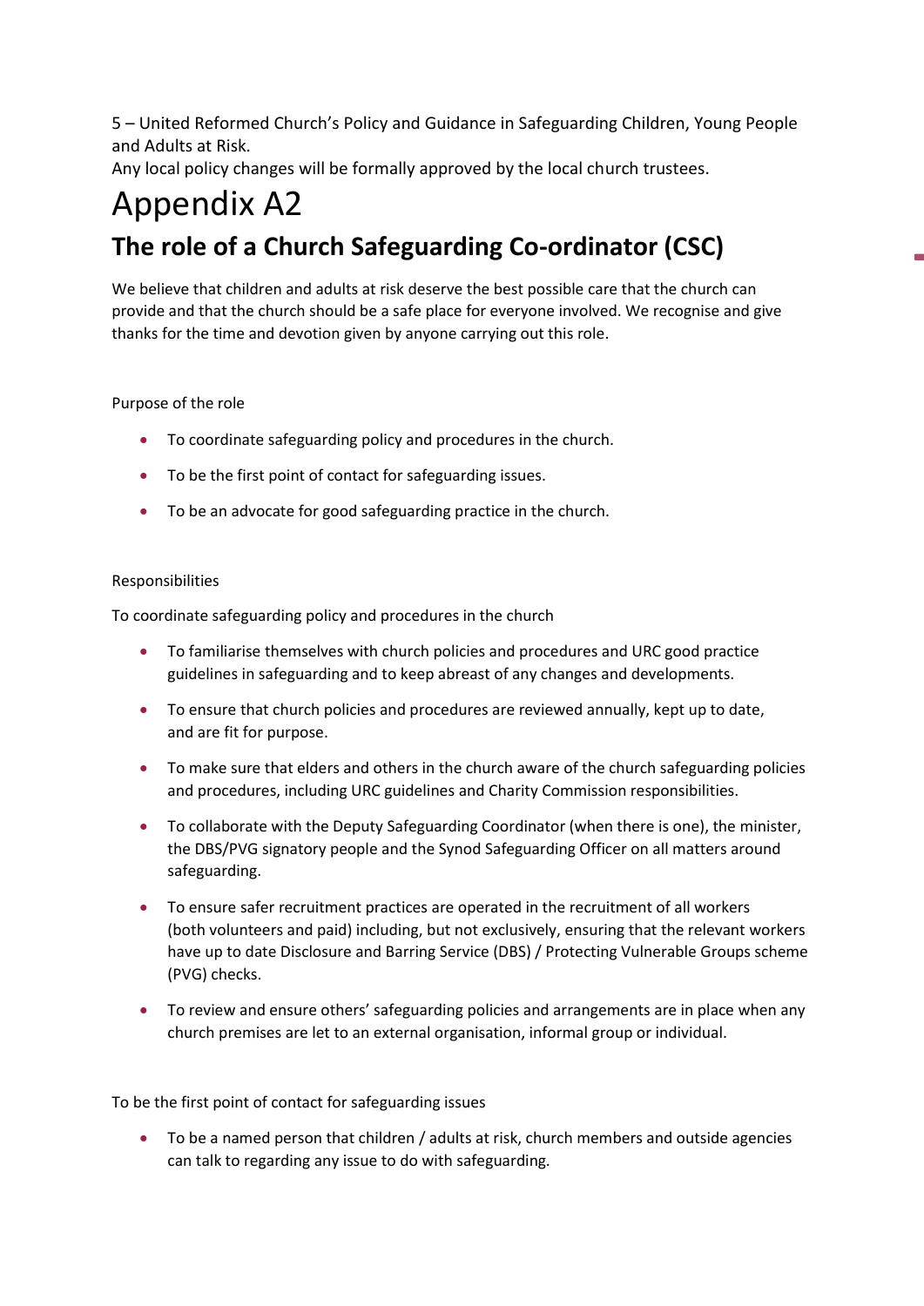5 – United Reformed Church's Policy and Guidance in Safeguarding Children, Young People and Adults at Risk.

Any local policy changes will be formally approved by the local church trustees.

# Appendix A2

## The role of a Church Safeguarding Co-ordinator (CSC)

We believe that children and adults at risk deserve the best possible care that the church can provide and that the church should be a safe place for everyone involved. We recognise and give thanks for the time and devotion given by anyone carrying out this role.

Purpose of the role

- To coordinate safeguarding policy and procedures in the church.
- To be the first point of contact for safeguarding issues.
- To be an advocate for good safeguarding practice in the church.

Responsibilities

To coordinate safeguarding policy and procedures in the church

- To familiarise themselves with church policies and procedures and URC good practice guidelines in safeguarding and to keep abreast of any changes and developments.
- To ensure that church policies and procedures are reviewed annually, kept up to date, and are fit for purpose.
- To make sure that elders and others in the church aware of the church safeguarding policies and procedures, including URC guidelines and Charity Commission responsibilities.
- To collaborate with the Deputy Safeguarding Coordinator (when there is one), the minister, the DBS/PVG signatory people and the Synod Safeguarding Officer on all matters around safeguarding.
- To ensure safer recruitment practices are operated in the recruitment of all workers (both volunteers and paid) including, but not exclusively, ensuring that the relevant workers have up to date Disclosure and Barring Service (DBS) / Protecting Vulnerable Groups scheme (PVG) checks.
- To review and ensure others' safeguarding policies and arrangements are in place when any church premises are let to an external organisation, informal group or individual.

To be the first point of contact for safeguarding issues

- To be a named person that children / adults at risk, church members and outside agencies can talk to regarding any issue to do with safeguarding.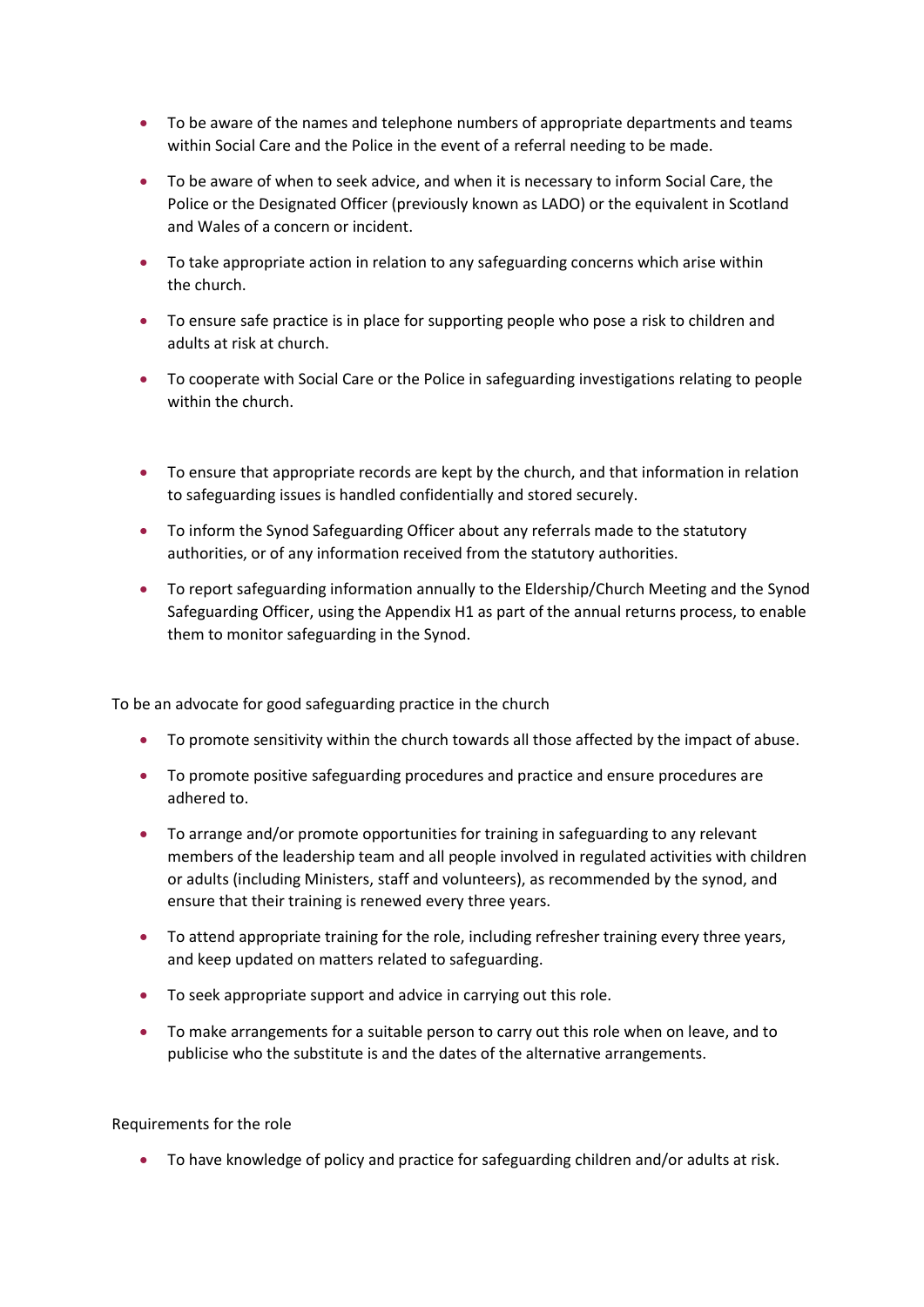- To be aware of the names and telephone numbers of appropriate departments and teams within Social Care and the Police in the event of a referral needing to be made.
- To be aware of when to seek advice, and when it is necessary to inform Social Care, the Police or the Designated Officer (previously known as LADO) or the equivalent in Scotland and Wales of a concern or incident.
- To take appropriate action in relation to any safeguarding concerns which arise within the church.
- To ensure safe practice is in place for supporting people who pose a risk to children and adults at risk at church.
- To cooperate with Social Care or the Police in safeguarding investigations relating to people within the church.
- To ensure that appropriate records are kept by the church, and that information in relation to safeguarding issues is handled confidentially and stored securely.
- To inform the Synod Safeguarding Officer about any referrals made to the statutory authorities, or of any information received from the statutory authorities.
- To report safeguarding information annually to the Eldership/Church Meeting and the Synod Safeguarding Officer, using the Appendix H1 as part of the annual returns process, to enable them to monitor safeguarding in the Synod.

To be an advocate for good safeguarding practice in the church

- To promote sensitivity within the church towards all those affected by the impact of abuse.
- To promote positive safeguarding procedures and practice and ensure procedures are adhered to.
- To arrange and/or promote opportunities for training in safeguarding to any relevant members of the leadership team and all people involved in regulated activities with children or adults (including Ministers, staff and volunteers), as recommended by the synod, and ensure that their training is renewed every three years.
- To attend appropriate training for the role, including refresher training every three years, and keep updated on matters related to safeguarding.
- To seek appropriate support and advice in carrying out this role.
- To make arrangements for a suitable person to carry out this role when on leave, and to publicise who the substitute is and the dates of the alternative arrangements.

Requirements for the role

- To have knowledge of policy and practice for safeguarding children and/or adults at risk.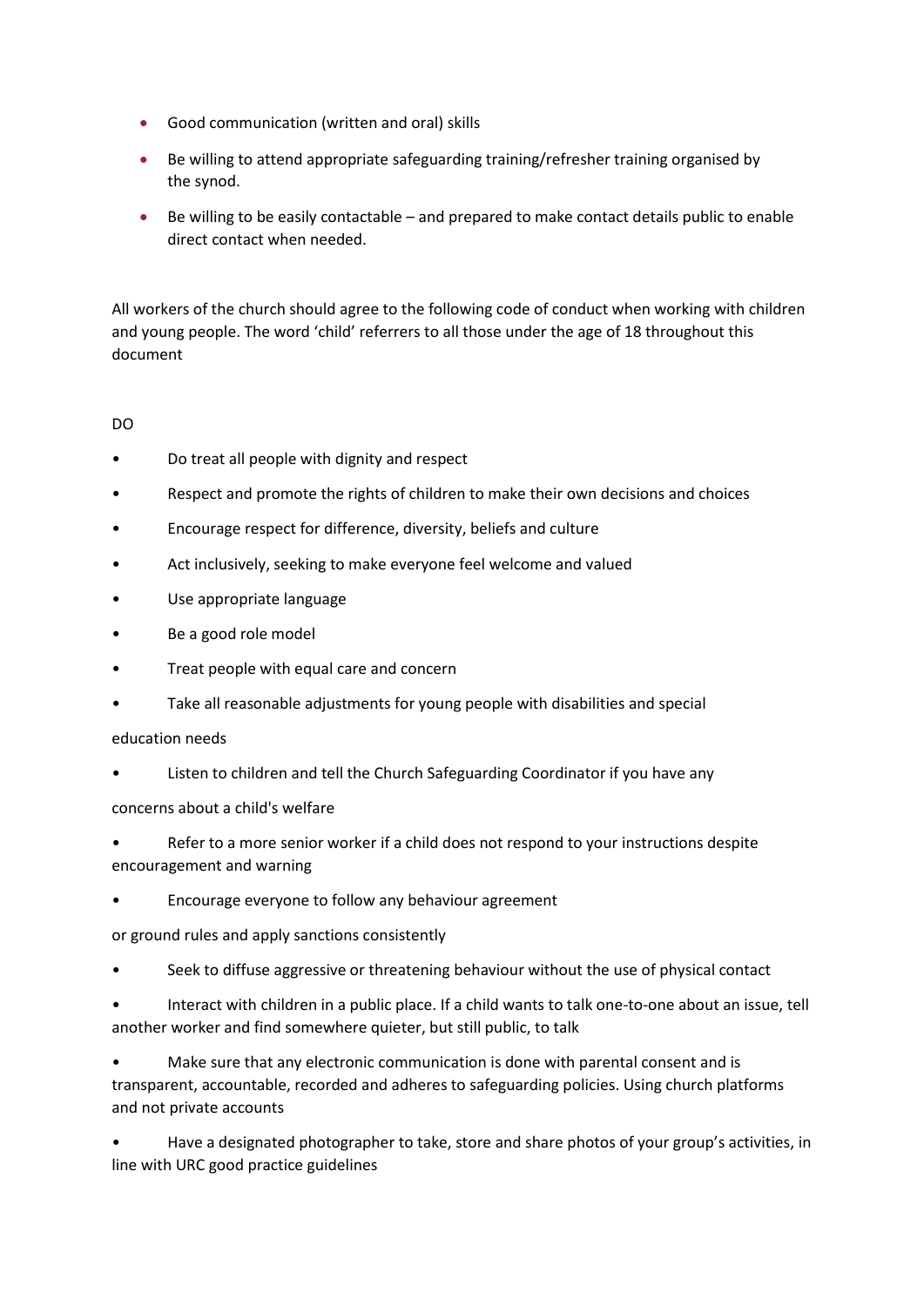- Good communication (written and oral) skills
- Be willing to attend appropriate safeguarding training/refresher training organised by the synod.
- Be willing to be easily contactable – and prepared to make contact details public to enable direct contact when needed.

All workers of the church should agree to the following code of conduct when working with children and young people. The word 'child' referrers to all those under the age of 18 throughout this document

DO

- Do treat all people with dignity and respect
- Respect and promote the rights of children to make their own decisions and choices
- Encourage respect for difference, diversity, beliefs and culture
- Act inclusively, seeking to make everyone feel welcome and valued
- Use appropriate language
- Be a good role model
- Treat people with equal care and concern
- Take all reasonable adjustments for young people with disabilities and special education needs
- Listen to children and tell the Church Safeguarding Coordinator if you have any concerns about a child's welfare
- Refer to a more senior worker if a child does not respond to your instructions despite encouragement and warning
- Encourage everyone to follow any behaviour agreement or ground rules and apply sanctions consistently
- Seek to diffuse aggressive or threatening behaviour without the use of physical contact
- Interact with children in a public place. If a child wants to talk one-to-one about an issue, tell another worker and find somewhere quieter, but still public, to talk
- Make sure that any electronic communication is done with parental consent and is transparent, accountable, recorded and adheres to safeguarding policies. Using church platforms and not private accounts
- Have a designated photographer to take, store and share photos of your group's activities, in line with URC good practice guidelines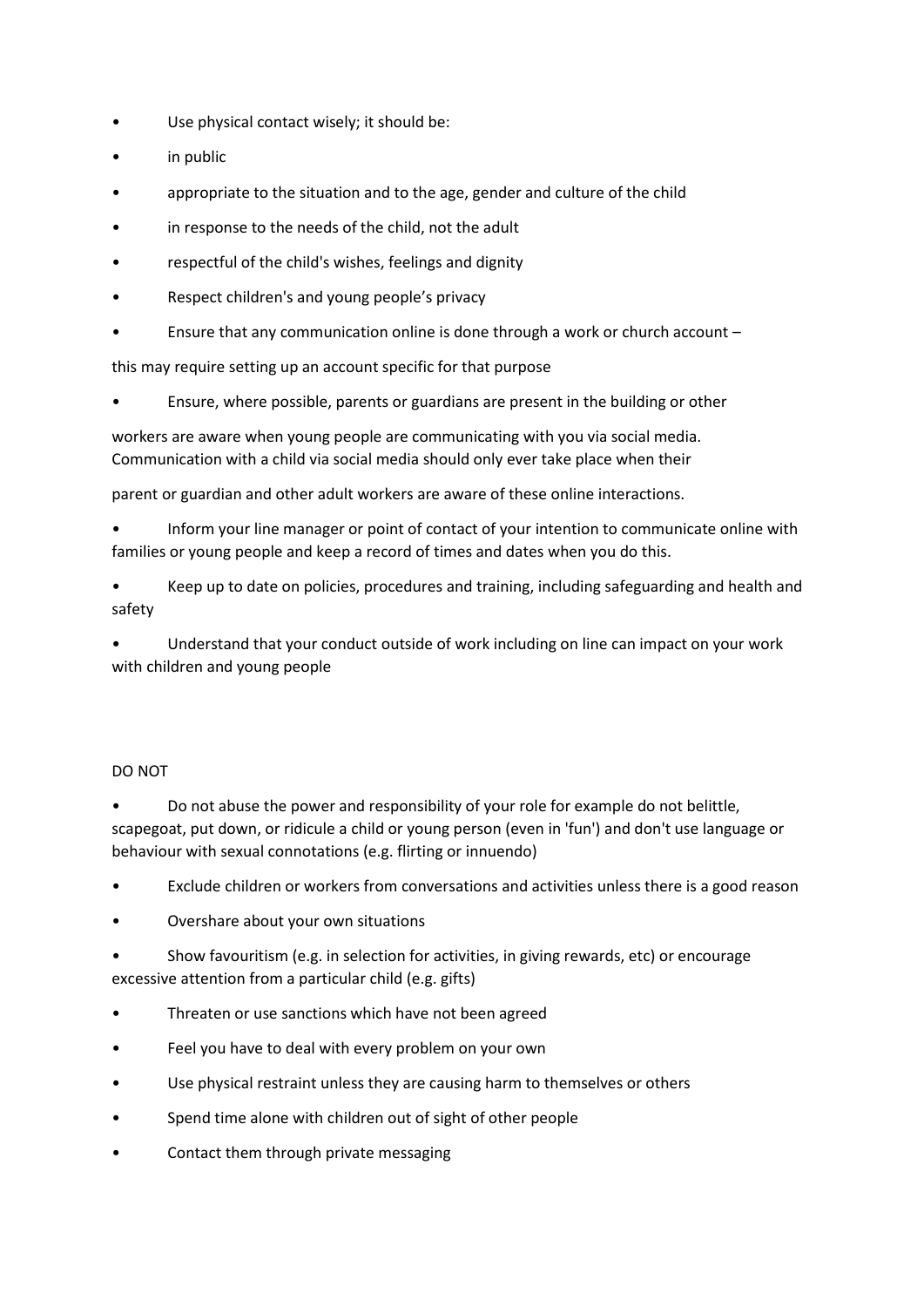- Use physical contact wisely; it should be:
- in public
- appropriate to the situation and to the age, gender and culture of the child
- in response to the needs of the child, not the adult
- respectful of the child's wishes, feelings and dignity
- Respect children's and young people's privacy
- Ensure that any communication online is done through a work or church account –

this may require setting up an account specific for that purpose

- Ensure, where possible, parents or guardians are present in the building or other

workers are aware when young people are communicating with you via social media. Communication with a child via social media should only ever take place when their

parent or guardian and other adult workers are aware of these online interactions.

- Inform your line manager or point of contact of your intention to communicate online with families or young people and keep a record of times and dates when you do this.
- Keep up to date on policies, procedures and training, including safeguarding and health and safety
- Understand that your conduct outside of work including on line can impact on your work with children and young people

DO NOT

- Do not abuse the power and responsibility of your role for example do not belittle, scapegoat, put down, or ridicule a child or young person (even in 'fun') and don't use language or behaviour with sexual connotations (e.g. flirting or innuendo)
- Exclude children or workers from conversations and activities unless there is a good reason
- Overshare about your own situations
- Show favouritism (e.g. in selection for activities, in giving rewards, etc) or encourage excessive attention from a particular child (e.g. gifts)
- Threaten or use sanctions which have not been agreed
- Feel you have to deal with every problem on your own
- Use physical restraint unless they are causing harm to themselves or others
- Spend time alone with children out of sight of other people
- Contact them through private messaging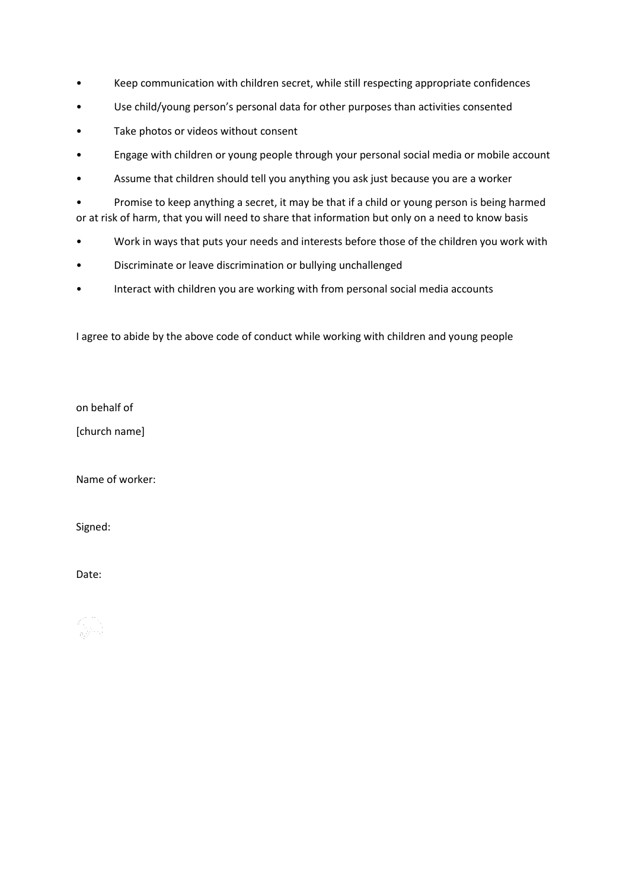- Keep communication with children secret, while still respecting appropriate confidences
- Use child/young person's personal data for other purposes than activities consented
- Take photos or videos without consent
- Engage with children or young people through your personal social media or mobile account
- Assume that children should tell you anything you ask just because you are a worker
- Promise to keep anything a secret, it may be that if a child or young person is being harmed or at risk of harm, that you will need to share that information but only on a need to know basis
- Work in ways that puts your needs and interests before those of the children you work with
- Discriminate or leave discrimination or bullying unchallenged
- Interact with children you are working with from personal social media accounts

I agree to abide by the above code of conduct while working with children and young people

on behalf of

[church name]

Name of worker:

Signed:

Date: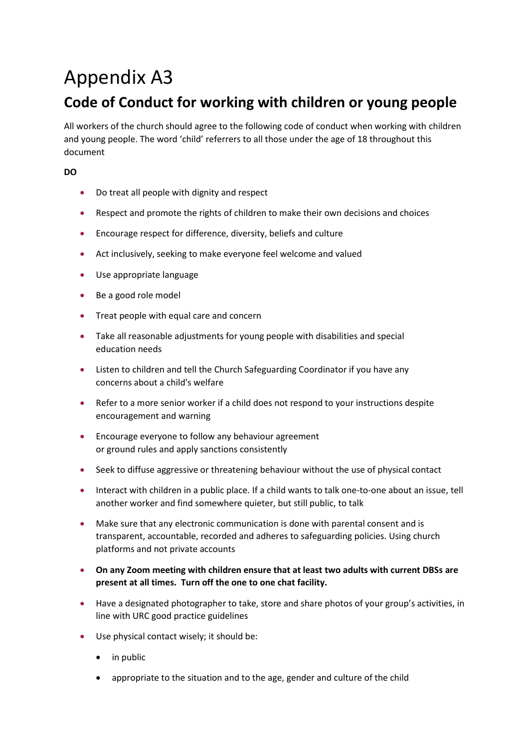# Appendix A3

## Code of Conduct for working with children or young people

All workers of the church should agree to the following code of conduct when working with children and young people. The word 'child' referrers to all those under the age of 18 throughout this document

**DO**

- Do treat all people with dignity and respect
- Respect and promote the rights of children to make their own decisions and choices
- Encourage respect for difference, diversity, beliefs and culture
- Act inclusively, seeking to make everyone feel welcome and valued
- Use appropriate language
- Be a good role model
- Treat people with equal care and concern
- Take all reasonable adjustments for young people with disabilities and special education needs
- Listen to children and tell the Church Safeguarding Coordinator if you have any concerns about a child's welfare
- Refer to a more senior worker if a child does not respond to your instructions despite encouragement and warning
- Encourage everyone to follow any behaviour agreement or ground rules and apply sanctions consistently
- Seek to diffuse aggressive or threatening behaviour without the use of physical contact
- Interact with children in a public place. If a child wants to talk one-to-one about an issue, tell another worker and find somewhere quieter, but still public, to talk
- Make sure that any electronic communication is done with parental consent and is transparent, accountable, recorded and adheres to safeguarding policies. Using church platforms and not private accounts
- **On any Zoom meeting with children ensure that at least two adults with current DBSs are present at all times. Turn off the one to one chat facility.**
- Have a designated photographer to take, store and share photos of your group's activities, in line with URC good practice guidelines
- Use physical contact wisely; it should be:
  - in public
  - appropriate to the situation and to the age, gender and culture of the child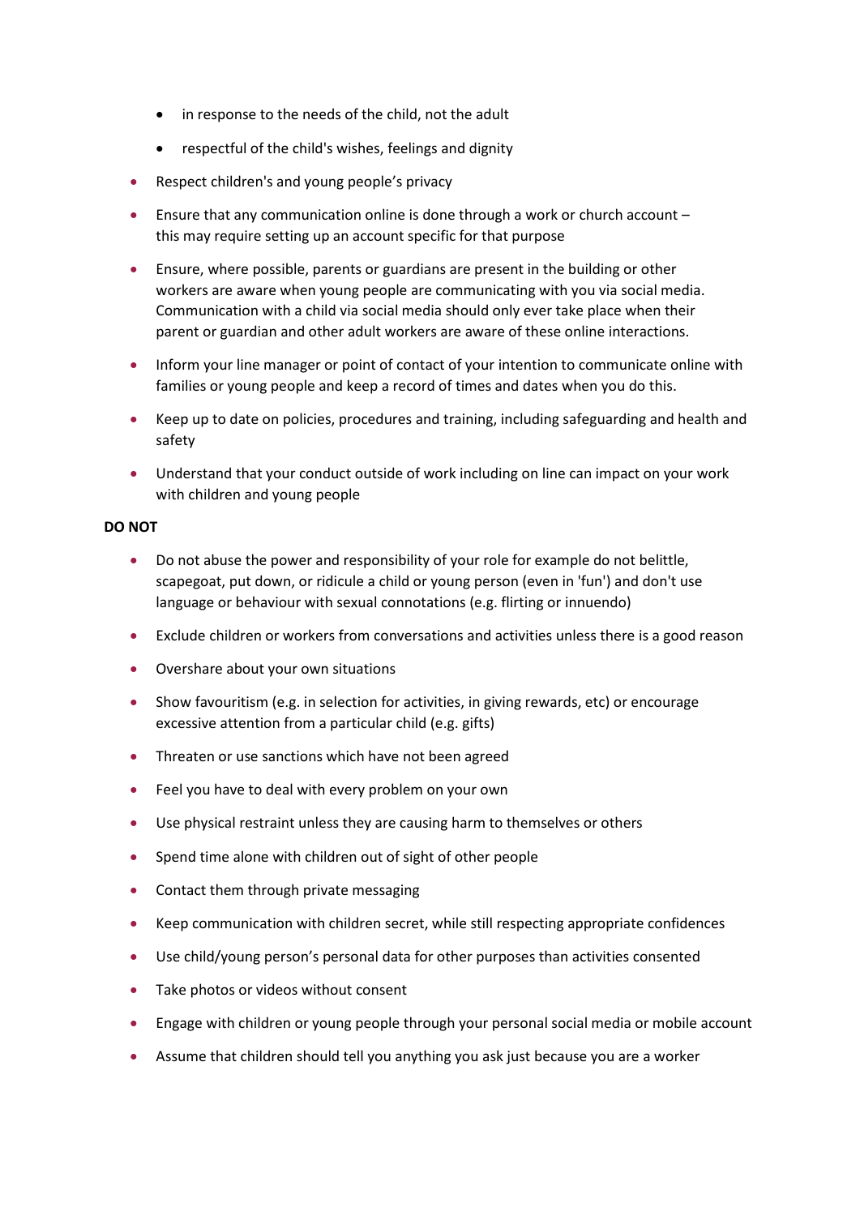- in response to the needs of the child, not the adult
    - respectful of the child's wishes, feelings and dignity
- Respect children's and young people's privacy
- Ensure that any communication online is done through a work or church account – this may require setting up an account specific for that purpose
- Ensure, where possible, parents or guardians are present in the building or other workers are aware when young people are communicating with you via social media. Communication with a child via social media should only ever take place when their parent or guardian and other adult workers are aware of these online interactions.
- Inform your line manager or point of contact of your intention to communicate online with families or young people and keep a record of times and dates when you do this.
- Keep up to date on policies, procedures and training, including safeguarding and health and safety
- Understand that your conduct outside of work including on line can impact on your work with children and young people

**DO NOT**

- Do not abuse the power and responsibility of your role for example do not belittle, scapegoat, put down, or ridicule a child or young person (even in 'fun') and don't use language or behaviour with sexual connotations (e.g. flirting or innuendo)
- Exclude children or workers from conversations and activities unless there is a good reason
- Overshare about your own situations
- Show favouritism (e.g. in selection for activities, in giving rewards, etc) or encourage excessive attention from a particular child (e.g. gifts)
- Threaten or use sanctions which have not been agreed
- Feel you have to deal with every problem on your own
- Use physical restraint unless they are causing harm to themselves or others
- Spend time alone with children out of sight of other people
- Contact them through private messaging
- Keep communication with children secret, while still respecting appropriate confidences
- Use child/young person's personal data for other purposes than activities consented
- Take photos or videos without consent
- Engage with children or young people through your personal social media or mobile account
- Assume that children should tell you anything you ask just because you are a worker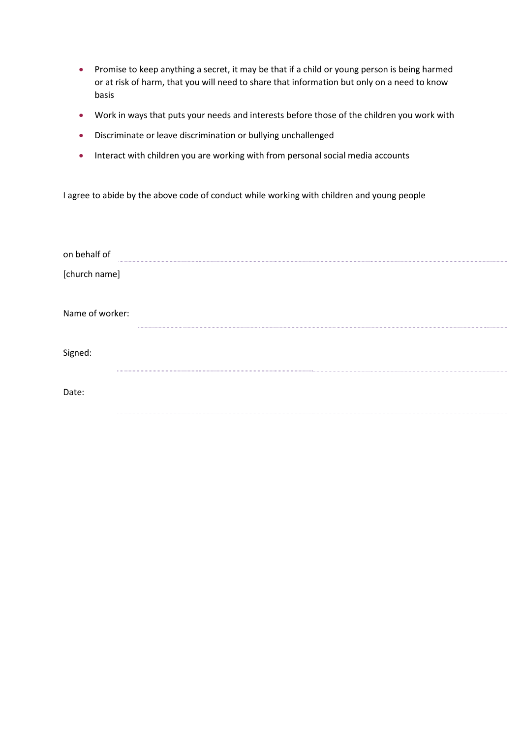- Promise to keep anything a secret, it may be that if a child or young person is being harmed or at risk of harm, that you will need to share that information but only on a need to know basis
- Work in ways that puts your needs and interests before those of the children you work with
- Discriminate or leave discrimination or bullying unchallenged
- Interact with children you are working with from personal social media accounts

I agree to abide by the above code of conduct while working with children and young people

on behalf of ..........................................................................................................................

[church name]

Name of worker: ..........................................................................................................................

Signed: ..........................................................................................................................

Date: ..........................................................................................................................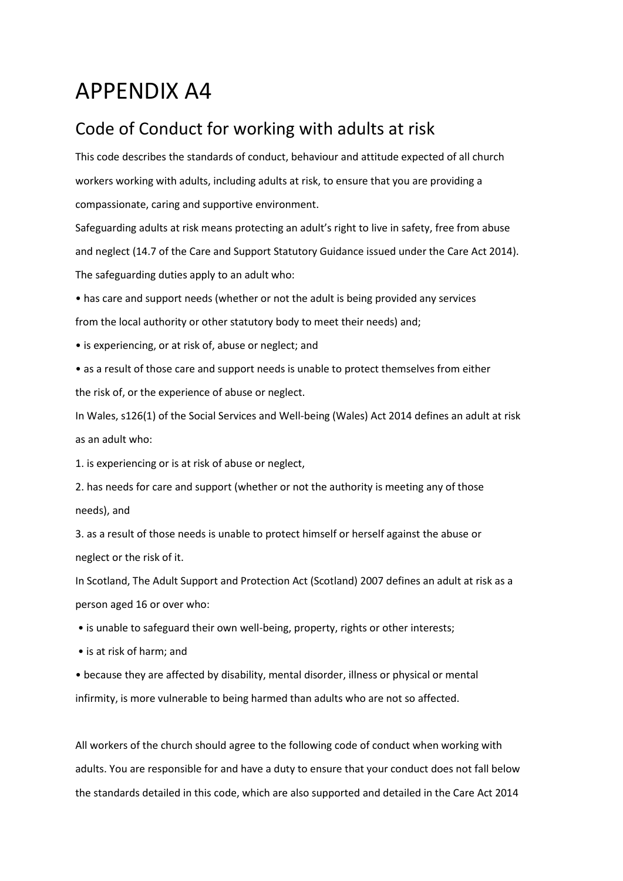# APPENDIX A4

## Code of Conduct for working with adults at risk

This code describes the standards of conduct, behaviour and attitude expected of all church workers working with adults, including adults at risk, to ensure that you are providing a compassionate, caring and supportive environment.

Safeguarding adults at risk means protecting an adult's right to live in safety, free from abuse and neglect (14.7 of the Care and Support Statutory Guidance issued under the Care Act 2014).

The safeguarding duties apply to an adult who:

- has care and support needs (whether or not the adult is being provided any services from the local authority or other statutory body to meet their needs) and;
- is experiencing, or at risk of, abuse or neglect; and
- as a result of those care and support needs is unable to protect themselves from either the risk of, or the experience of abuse or neglect.

In Wales, s126(1) of the Social Services and Well-being (Wales) Act 2014 defines an adult at risk as an adult who:

1. is experiencing or is at risk of abuse or neglect,
2. has needs for care and support (whether or not the authority is meeting any of those needs), and
3. as a result of those needs is unable to protect himself or herself against the abuse or neglect or the risk of it.

In Scotland, The Adult Support and Protection Act (Scotland) 2007 defines an adult at risk as a person aged 16 or over who:

- is unable to safeguard their own well-being, property, rights or other interests;
- is at risk of harm; and
- because they are affected by disability, mental disorder, illness or physical or mental infirmity, is more vulnerable to being harmed than adults who are not so affected.

All workers of the church should agree to the following code of conduct when working with adults. You are responsible for and have a duty to ensure that your conduct does not fall below the standards detailed in this code, which are also supported and detailed in the Care Act 2014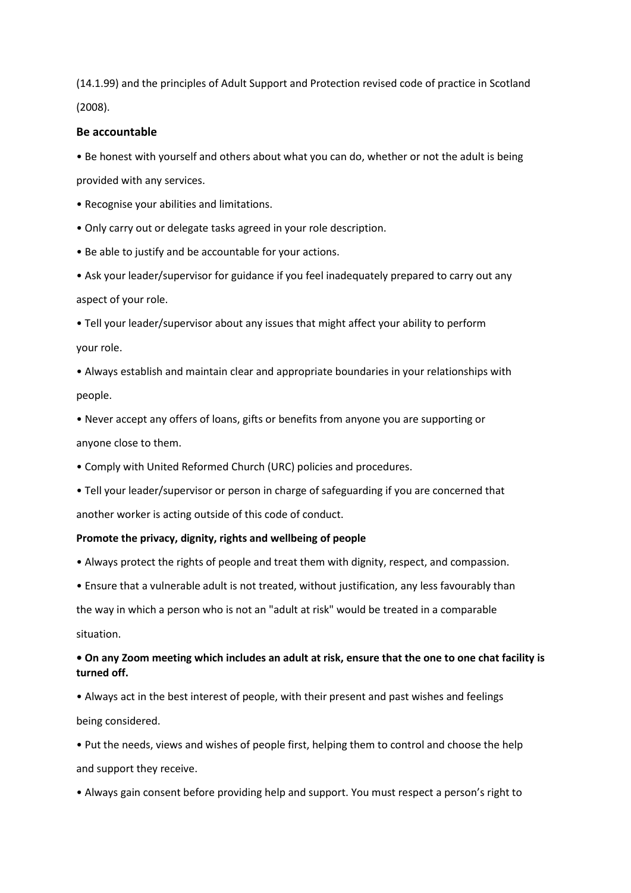(14.1.99) and the principles of Adult Support and Protection revised code of practice in Scotland (2008).

**Be accountable**

- Be honest with yourself and others about what you can do, whether or not the adult is being provided with any services.
- Recognise your abilities and limitations.
- Only carry out or delegate tasks agreed in your role description.
- Be able to justify and be accountable for your actions.
- Ask your leader/supervisor for guidance if you feel inadequately prepared to carry out any aspect of your role.
- Tell your leader/supervisor about any issues that might affect your ability to perform your role.
- Always establish and maintain clear and appropriate boundaries in your relationships with people.
- Never accept any offers of loans, gifts or benefits from anyone you are supporting or anyone close to them.
- Comply with United Reformed Church (URC) policies and procedures.
- Tell your leader/supervisor or person in charge of safeguarding if you are concerned that another worker is acting outside of this code of conduct.

**Promote the privacy, dignity, rights and wellbeing of people**

- Always protect the rights of people and treat them with dignity, respect, and compassion.
- Ensure that a vulnerable adult is not treated, without justification, any less favourably than the way in which a person who is not an "adult at risk" would be treated in a comparable situation.
- **On any Zoom meeting which includes an adult at risk, ensure that the one to one chat facility is turned off.**
- Always act in the best interest of people, with their present and past wishes and feelings being considered.
- Put the needs, views and wishes of people first, helping them to control and choose the help and support they receive.
- Always gain consent before providing help and support. You must respect a person's right to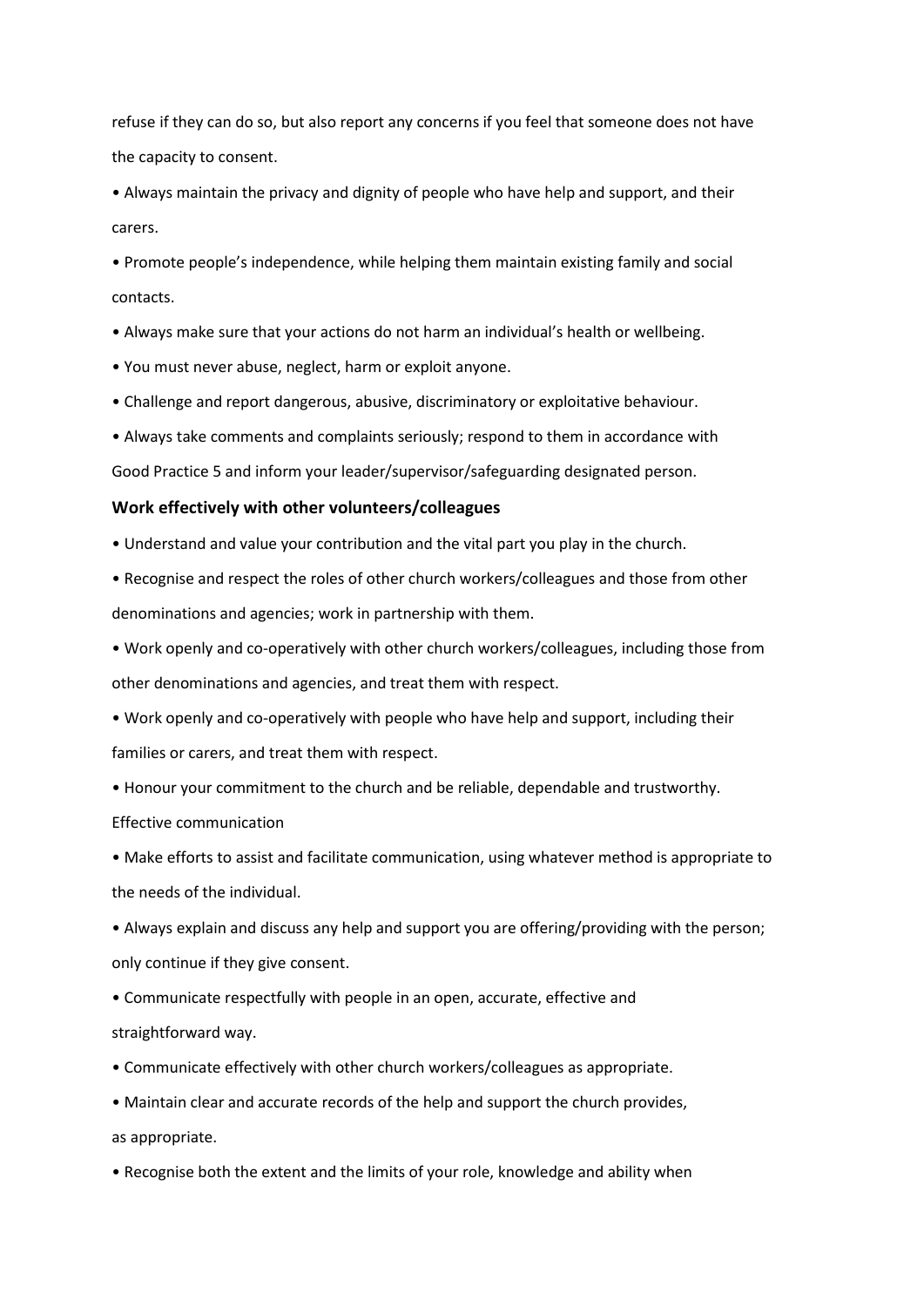refuse if they can do so, but also report any concerns if you feel that someone does not have the capacity to consent.

- Always maintain the privacy and dignity of people who have help and support, and their carers.
- Promote people's independence, while helping them maintain existing family and social contacts.
- Always make sure that your actions do not harm an individual's health or wellbeing.
- You must never abuse, neglect, harm or exploit anyone.
- Challenge and report dangerous, abusive, discriminatory or exploitative behaviour.
- Always take comments and complaints seriously; respond to them in accordance with Good Practice 5 and inform your leader/supervisor/safeguarding designated person.

**Work effectively with other volunteers/colleagues**

- Understand and value your contribution and the vital part you play in the church.
- Recognise and respect the roles of other church workers/colleagues and those from other denominations and agencies; work in partnership with them.
- Work openly and co-operatively with other church workers/colleagues, including those from other denominations and agencies, and treat them with respect.
- Work openly and co-operatively with people who have help and support, including their families or carers, and treat them with respect.
- Honour your commitment to the church and be reliable, dependable and trustworthy.

Effective communication

- Make efforts to assist and facilitate communication, using whatever method is appropriate to the needs of the individual.
- Always explain and discuss any help and support you are offering/providing with the person; only continue if they give consent.
- Communicate respectfully with people in an open, accurate, effective and straightforward way.
- Communicate effectively with other church workers/colleagues as appropriate.
- Maintain clear and accurate records of the help and support the church provides, as appropriate.
- Recognise both the extent and the limits of your role, knowledge and ability when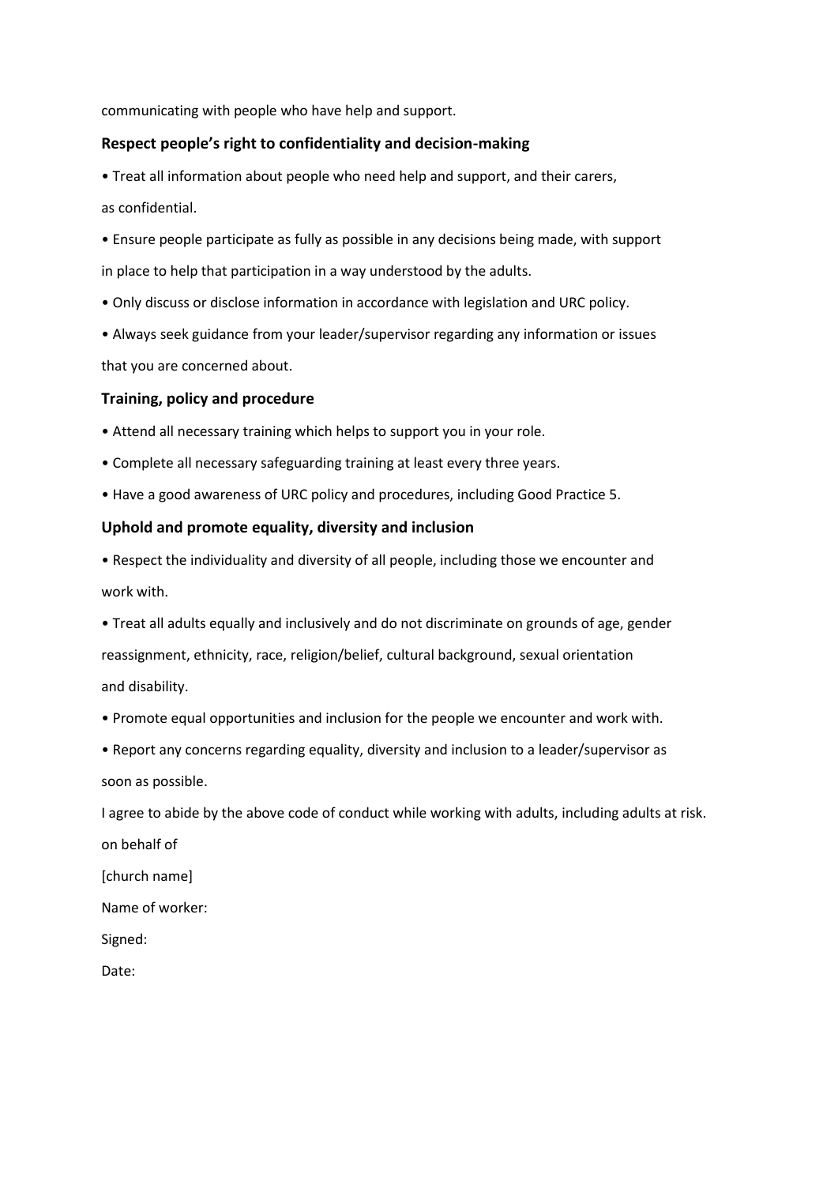communicating with people who have help and support.

**Respect people's right to confidentiality and decision-making**

- Treat all information about people who need help and support, and their carers, as confidential.
- Ensure people participate as fully as possible in any decisions being made, with support in place to help that participation in a way understood by the adults.
- Only discuss or disclose information in accordance with legislation and URC policy.
- Always seek guidance from your leader/supervisor regarding any information or issues that you are concerned about.

**Training, policy and procedure**

- Attend all necessary training which helps to support you in your role.
- Complete all necessary safeguarding training at least every three years.
- Have a good awareness of URC policy and procedures, including Good Practice 5.

**Uphold and promote equality, diversity and inclusion**

- Respect the individuality and diversity of all people, including those we encounter and work with.
- Treat all adults equally and inclusively and do not discriminate on grounds of age, gender reassignment, ethnicity, race, religion/belief, cultural background, sexual orientation and disability.
- Promote equal opportunities and inclusion for the people we encounter and work with.
- Report any concerns regarding equality, diversity and inclusion to a leader/supervisor as soon as possible.

I agree to abide by the above code of conduct while working with adults, including adults at risk.

on behalf of

[church name]

Name of worker:

Signed:

Date: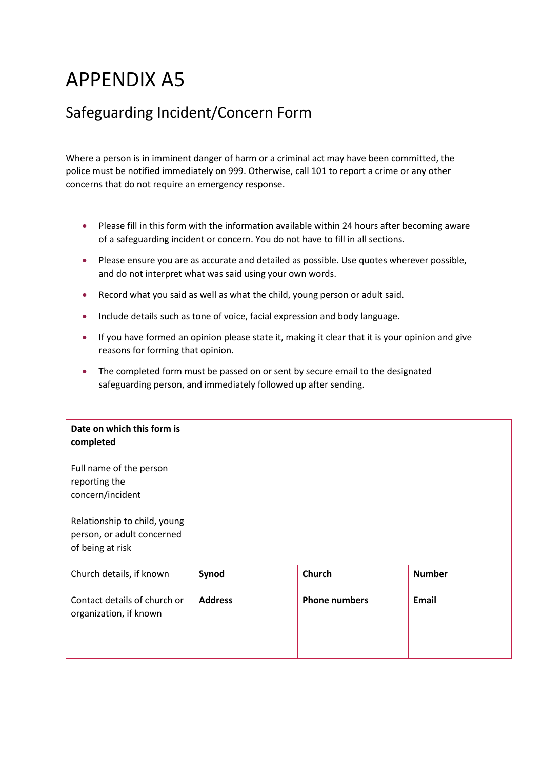# APPENDIX A5

## Safeguarding Incident/Concern Form

Where a person is in imminent danger of harm or a criminal act may have been committed, the police must be notified immediately on 999. Otherwise, call 101 to report a crime or any other concerns that do not require an emergency response.

- Please fill in this form with the information available within 24 hours after becoming aware of a safeguarding incident or concern. You do not have to fill in all sections.
- Please ensure you are as accurate and detailed as possible. Use quotes wherever possible, and do not interpret what was said using your own words.
- Record what you said as well as what the child, young person or adult said.
- Include details such as tone of voice, facial expression and body language.
- If you have formed an opinion please state it, making it clear that it is your opinion and give reasons for forming that opinion.
- The completed form must be passed on or sent by secure email to the designated safeguarding person, and immediately followed up after sending.

| **Date on which this form is completed** | | | |
|---|---|---|---|
| Full name of the person reporting the concern/incident | | | |
| Relationship to child, young person, or adult concerned of being at risk | | | |
| Church details, if known | **Synod** | **Church** | **Number** |
| Contact details of church or organization, if known | **Address** | **Phone numbers** | **Email** |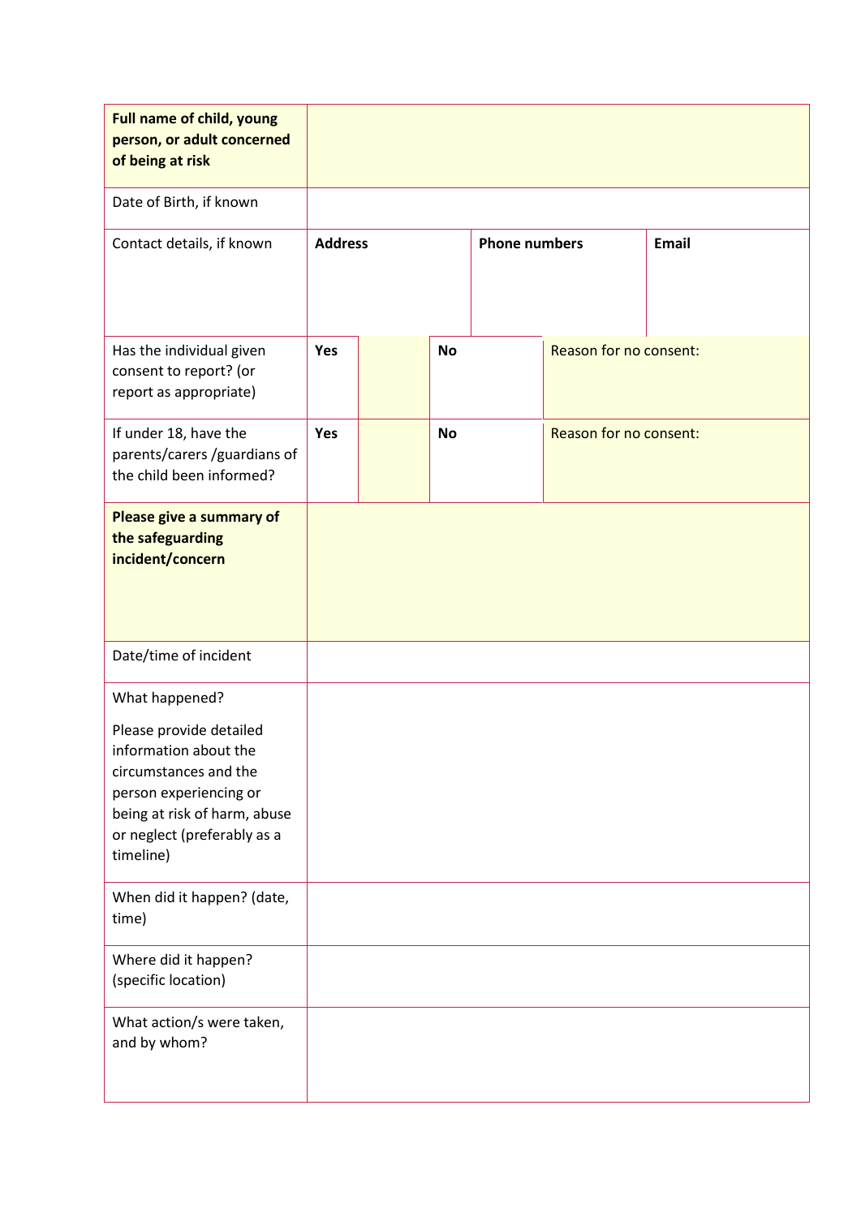| **Full name of child, young person, or adult concerned of being at risk** | | | | | |
|---|---|---|---|---|---|
| Date of Birth, if known | | | | | |
| Contact details, if known | **Address** | | **Phone numbers** | | **Email** |
| Has the individual given consent to report? (or report as appropriate) | **Yes** | | **No** | Reason for no consent: | |
| If under 18, have the parents/carers /guardians of the child been informed? | **Yes** | | **No** | Reason for no consent: | |
| **Please give a summary of the safeguarding incident/concern** | | | | | |
| Date/time of incident | | | | | |
| What happened?<br><br>Please provide detailed information about the circumstances and the person experiencing or being at risk of harm, abuse or neglect (preferably as a timeline) | | | | | |
| When did it happen? (date, time) | | | | | |
| Where did it happen? (specific location) | | | | | |
| What action/s were taken, and by whom? | | | | | |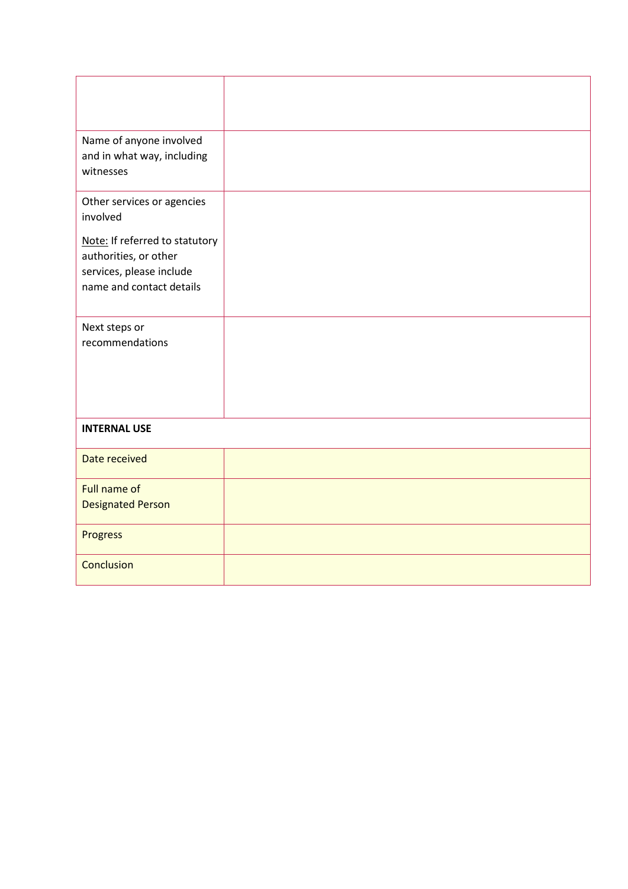| | |
|---|---|
| Name of anyone involved and in what way, including witnesses | |
| Other services or agencies involved<br><br><u>Note:</u> If referred to statutory authorities, or other services, please include name and contact details | |
| Next steps or recommendations | |
| **INTERNAL USE** | |
| Date received | |
| Full name of Designated Person | |
| Progress | |
| Conclusion | |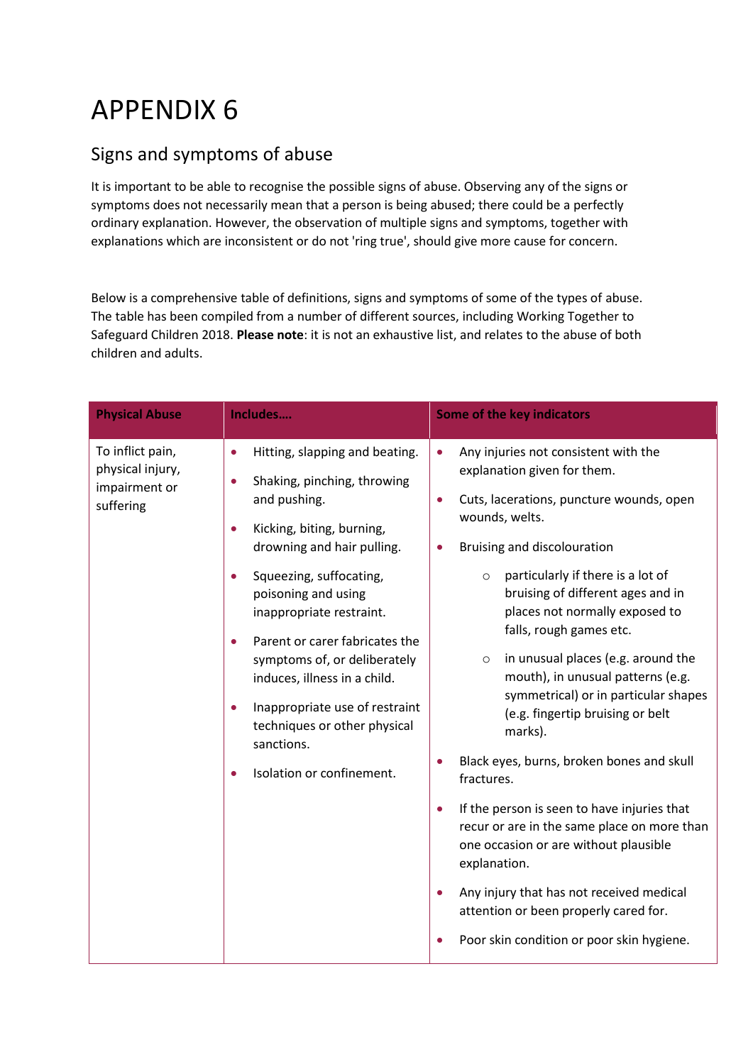# APPENDIX 6

## Signs and symptoms of abuse

It is important to be able to recognise the possible signs of abuse. Observing any of the signs or symptoms does not necessarily mean that a person is being abused; there could be a perfectly ordinary explanation. However, the observation of multiple signs and symptoms, together with explanations which are inconsistent or do not 'ring true', should give more cause for concern.

Below is a comprehensive table of definitions, signs and symptoms of some of the types of abuse. The table has been compiled from a number of different sources, including Working Together to Safeguard Children 2018. **Please note**: it is not an exhaustive list, and relates to the abuse of both children and adults.

| **Physical Abuse** | **Includes….** | **Some of the key indicators** |
|---|---|---|
| To inflict pain, physical injury, impairment or suffering | • Hitting, slapping and beating.<br>• Shaking, pinching, throwing and pushing.<br>• Kicking, biting, burning, drowning and hair pulling.<br>• Squeezing, suffocating, poisoning and using inappropriate restraint.<br>• Parent or carer fabricates the symptoms of, or deliberately induces, illness in a child.<br>• Inappropriate use of restraint techniques or other physical sanctions.<br>• Isolation or confinement. | • Any injuries not consistent with the explanation given for them.<br>• Cuts, lacerations, puncture wounds, open wounds, welts.<br>• Bruising and discolouration<br>  ○ particularly if there is a lot of bruising of different ages and in places not normally exposed to falls, rough games etc.<br>  ○ in unusual places (e.g. around the mouth), in unusual patterns (e.g. symmetrical) or in particular shapes (e.g. fingertip bruising or belt marks).<br>• Black eyes, burns, broken bones and skull fractures.<br>• If the person is seen to have injuries that recur or are in the same place on more than one occasion or are without plausible explanation.<br>• Any injury that has not received medical attention or been properly cared for.<br>• Poor skin condition or poor skin hygiene. |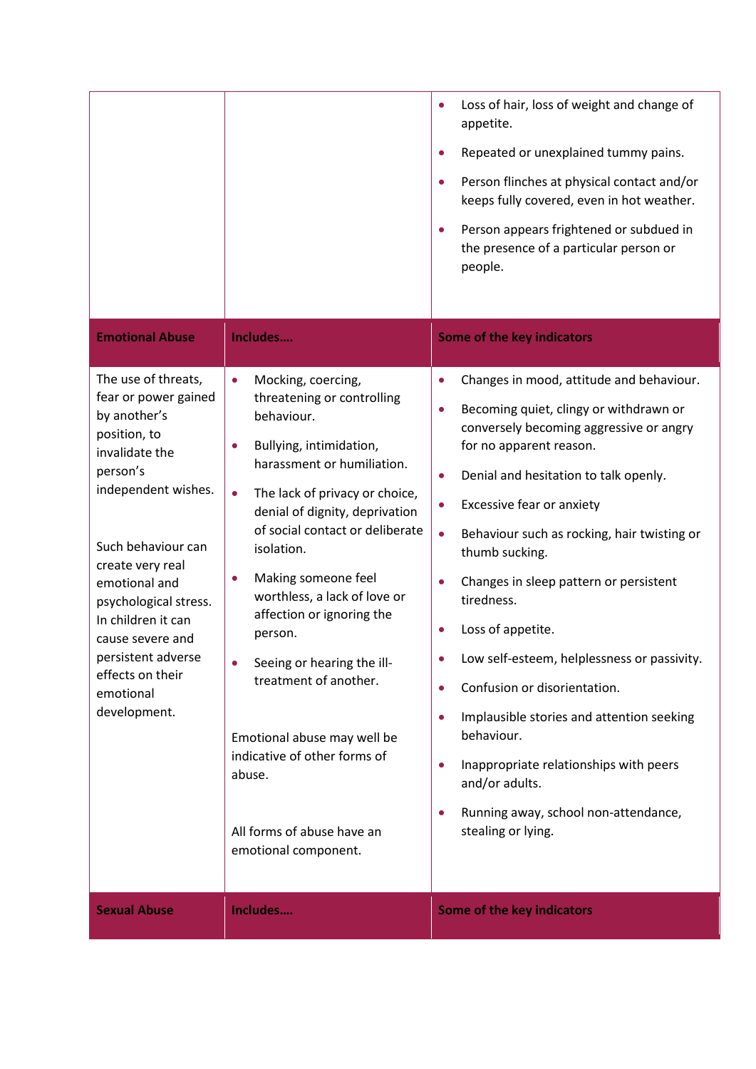| | | |
|---|---|---|
| | | • Loss of hair, loss of weight and change of appetite.<br>• Repeated or unexplained tummy pains.<br>• Person flinches at physical contact and/or keeps fully covered, even in hot weather.<br>• Person appears frightened or subdued in the presence of a particular person or people. |
| **Emotional Abuse** | **Includes….** | **Some of the key indicators** |
| The use of threats, fear or power gained by another's position, to invalidate the person's independent wishes.<br><br>Such behaviour can create very real emotional and psychological stress. In children it can cause severe and persistent adverse effects on their emotional development. | • Mocking, coercing, threatening or controlling behaviour.<br>• Bullying, intimidation, harassment or humiliation.<br>• The lack of privacy or choice, denial of dignity, deprivation of social contact or deliberate isolation.<br>• Making someone feel worthless, a lack of love or affection or ignoring the person.<br>• Seeing or hearing the ill-treatment of another.<br><br>Emotional abuse may well be indicative of other forms of abuse.<br><br>All forms of abuse have an emotional component. | • Changes in mood, attitude and behaviour.<br>• Becoming quiet, clingy or withdrawn or conversely becoming aggressive or angry for no apparent reason.<br>• Denial and hesitation to talk openly.<br>• Excessive fear or anxiety<br>• Behaviour such as rocking, hair twisting or thumb sucking.<br>• Changes in sleep pattern or persistent tiredness.<br>• Loss of appetite.<br>• Low self-esteem, helplessness or passivity.<br>• Confusion or disorientation.<br>• Implausible stories and attention seeking behaviour.<br>• Inappropriate relationships with peers and/or adults.<br>• Running away, school non-attendance, stealing or lying. |
| **Sexual Abuse** | **Includes….** | **Some of the key indicators** |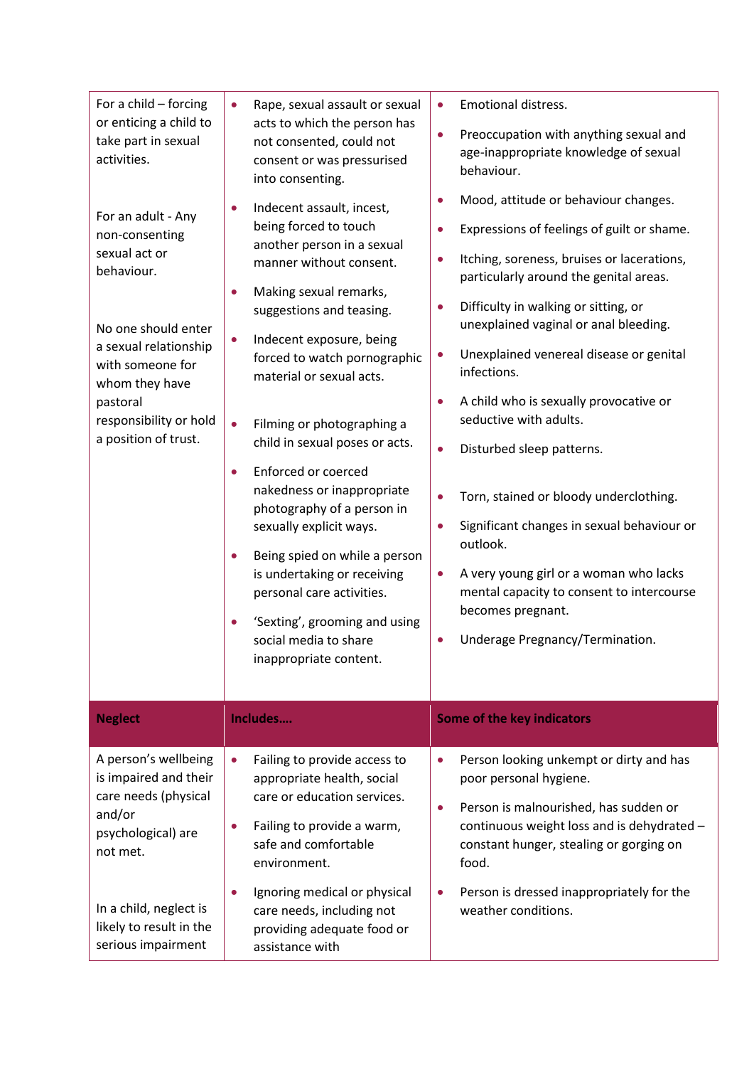| | | |
|---|---|---|
| For a child – forcing or enticing a child to take part in sexual activities.<br><br>For an adult - Any non-consenting sexual act or behaviour.<br><br>No one should enter a sexual relationship with someone for whom they have pastoral responsibility or hold a position of trust. | • Rape, sexual assault or sexual acts to which the person has not consented, could not consent or was pressurised into consenting.<br>• Indecent assault, incest, being forced to touch another person in a sexual manner without consent.<br>• Making sexual remarks, suggestions and teasing.<br>• Indecent exposure, being forced to watch pornographic material or sexual acts.<br>• Filming or photographing a child in sexual poses or acts.<br>• Enforced or coerced nakedness or inappropriate photography of a person in sexually explicit ways.<br>• Being spied on while a person is undertaking or receiving personal care activities.<br>• 'Sexting', grooming and using social media to share inappropriate content. | • Emotional distress.<br>• Preoccupation with anything sexual and age-inappropriate knowledge of sexual behaviour.<br>• Mood, attitude or behaviour changes.<br>• Expressions of feelings of guilt or shame.<br>• Itching, soreness, bruises or lacerations, particularly around the genital areas.<br>• Difficulty in walking or sitting, or unexplained vaginal or anal bleeding.<br>• Unexplained venereal disease or genital infections.<br>• A child who is sexually provocative or seductive with adults.<br>• Disturbed sleep patterns.<br>• Torn, stained or bloody underclothing.<br>• Significant changes in sexual behaviour or outlook.<br>• A very young girl or a woman who lacks mental capacity to consent to intercourse becomes pregnant.<br>• Underage Pregnancy/Termination. |
| **Neglect** | **Includes….** | **Some of the key indicators** |
| A person's wellbeing is impaired and their care needs (physical and/or psychological) are not met.<br><br>In a child, neglect is likely to result in the serious impairment | • Failing to provide access to appropriate health, social care or education services.<br>• Failing to provide a warm, safe and comfortable environment.<br>• Ignoring medical or physical care needs, including not providing adequate food or assistance with | • Person looking unkempt or dirty and has poor personal hygiene.<br>• Person is malnourished, has sudden or continuous weight loss and is dehydrated – constant hunger, stealing or gorging on food.<br>• Person is dressed inappropriately for the weather conditions. |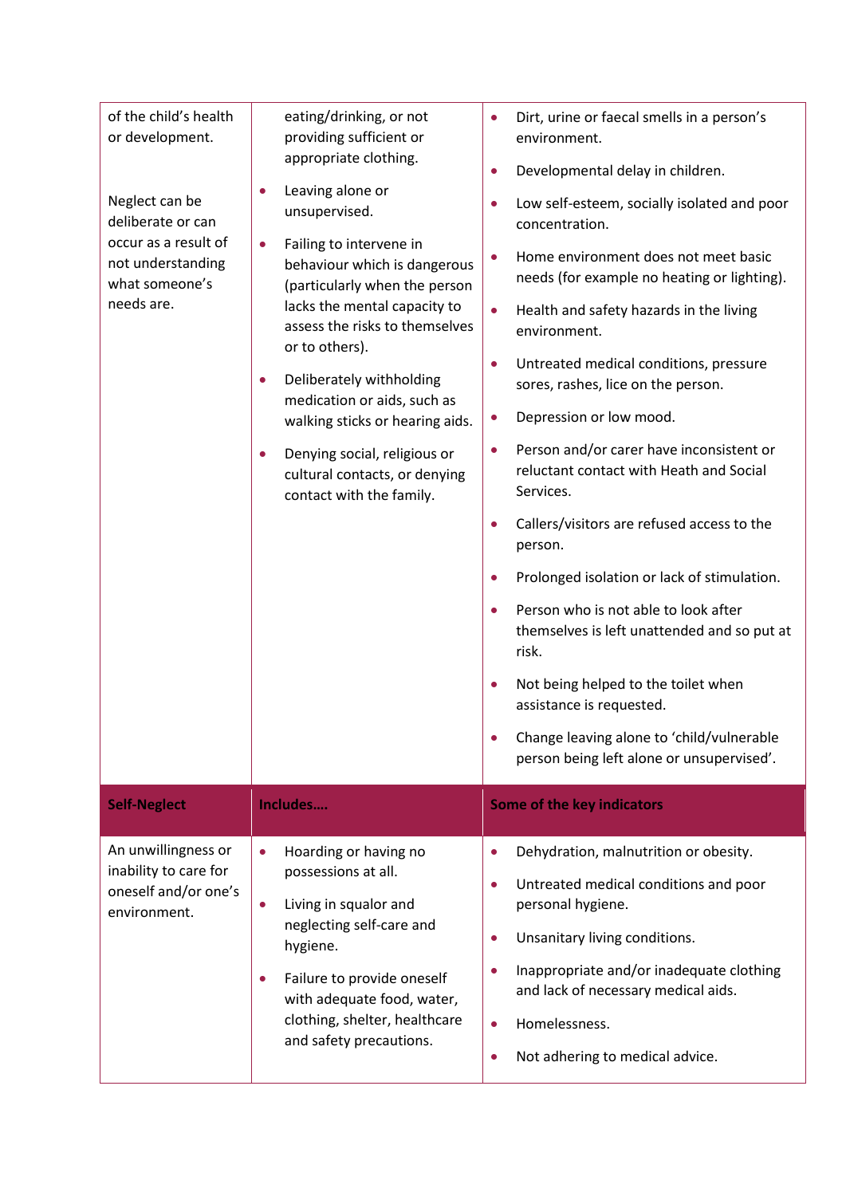| | | |
|---|---|---|
| of the child's health or development.<br><br>Neglect can be deliberate or can occur as a result of not understanding what someone's needs are. | eating/drinking, or not providing sufficient or appropriate clothing.<br>• Leaving alone or unsupervised.<br>• Failing to intervene in behaviour which is dangerous (particularly when the person lacks the mental capacity to assess the risks to themselves or to others).<br>• Deliberately withholding medication or aids, such as walking sticks or hearing aids.<br>• Denying social, religious or cultural contacts, or denying contact with the family. | • Dirt, urine or faecal smells in a person's environment.<br>• Developmental delay in children.<br>• Low self-esteem, socially isolated and poor concentration.<br>• Home environment does not meet basic needs (for example no heating or lighting).<br>• Health and safety hazards in the living environment.<br>• Untreated medical conditions, pressure sores, rashes, lice on the person.<br>• Depression or low mood.<br>• Person and/or carer have inconsistent or reluctant contact with Heath and Social Services.<br>• Callers/visitors are refused access to the person.<br>• Prolonged isolation or lack of stimulation.<br>• Person who is not able to look after themselves is left unattended and so put at risk.<br>• Not being helped to the toilet when assistance is requested.<br>• Change leaving alone to 'child/vulnerable person being left alone or unsupervised'. |
| **Self-Neglect** | **Includes….** | **Some of the key indicators** |
| An unwillingness or inability to care for oneself and/or one's environment. | • Hoarding or having no possessions at all.<br>• Living in squalor and neglecting self-care and hygiene.<br>• Failure to provide oneself with adequate food, water, clothing, shelter, healthcare and safety precautions. | • Dehydration, malnutrition or obesity.<br>• Untreated medical conditions and poor personal hygiene.<br>• Unsanitary living conditions.<br>• Inappropriate and/or inadequate clothing and lack of necessary medical aids.<br>• Homelessness.<br>• Not adhering to medical advice. |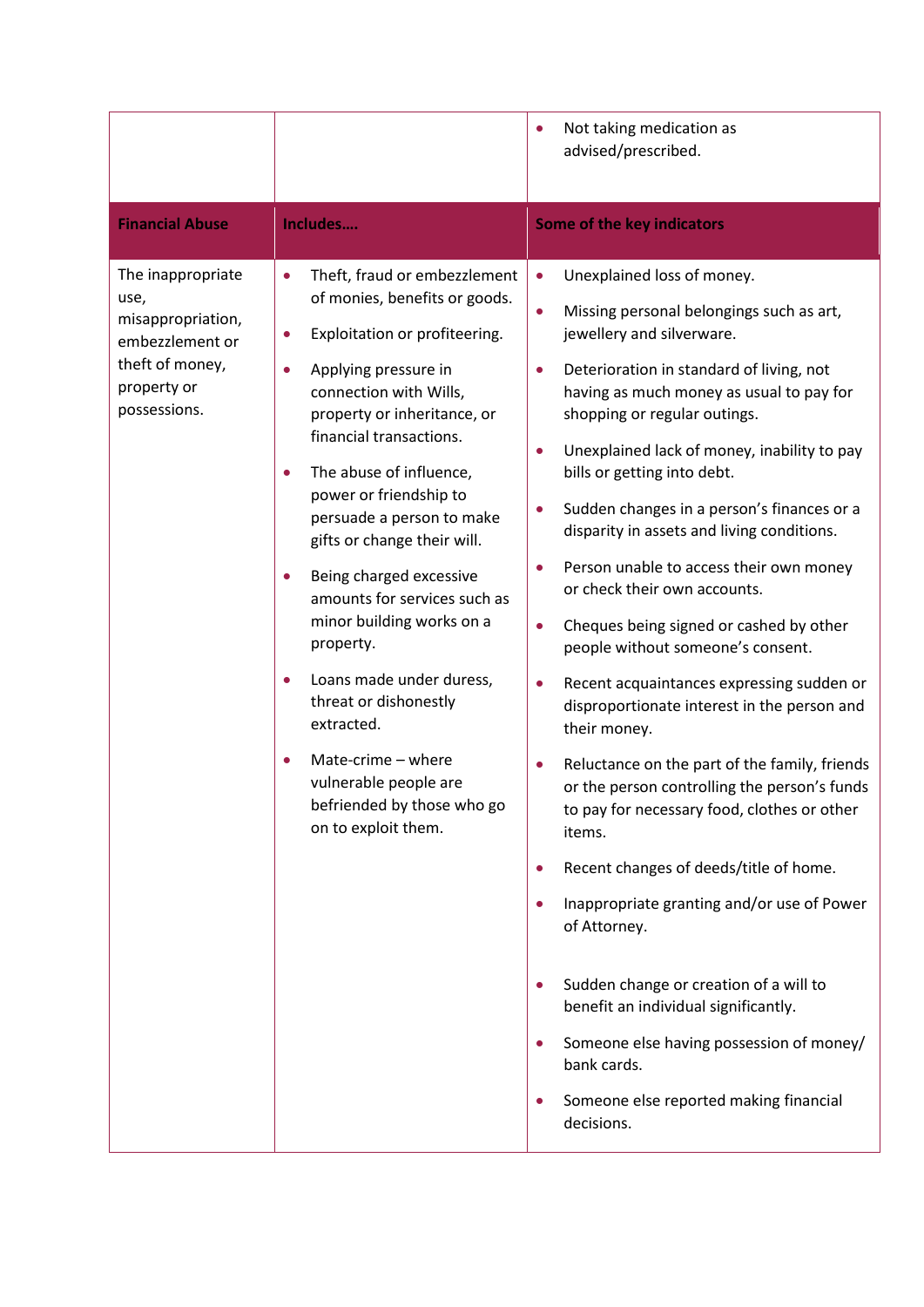| | | |
|---|---|---|
| | | • Not taking medication as advised/prescribed. |
| **Financial Abuse** | **Includes….** | **Some of the key indicators** |
| The inappropriate use, misappropriation, embezzlement or theft of money, property or possessions. | • Theft, fraud or embezzlement of monies, benefits or goods.<br>• Exploitation or profiteering.<br>• Applying pressure in connection with Wills, property or inheritance, or financial transactions.<br>• The abuse of influence, power or friendship to persuade a person to make gifts or change their will.<br>• Being charged excessive amounts for services such as minor building works on a property.<br>• Loans made under duress, threat or dishonestly extracted.<br>• Mate-crime – where vulnerable people are befriended by those who go on to exploit them. | • Unexplained loss of money.<br>• Missing personal belongings such as art, jewellery and silverware.<br>• Deterioration in standard of living, not having as much money as usual to pay for shopping or regular outings.<br>• Unexplained lack of money, inability to pay bills or getting into debt.<br>• Sudden changes in a person's finances or a disparity in assets and living conditions.<br>• Person unable to access their own money or check their own accounts.<br>• Cheques being signed or cashed by other people without someone's consent.<br>• Recent acquaintances expressing sudden or disproportionate interest in the person and their money.<br>• Reluctance on the part of the family, friends or the person controlling the person's funds to pay for necessary food, clothes or other items.<br>• Recent changes of deeds/title of home.<br>• Inappropriate granting and/or use of Power of Attorney.<br>• Sudden change or creation of a will to benefit an individual significantly.<br>• Someone else having possession of money/ bank cards.<br>• Someone else reported making financial decisions. |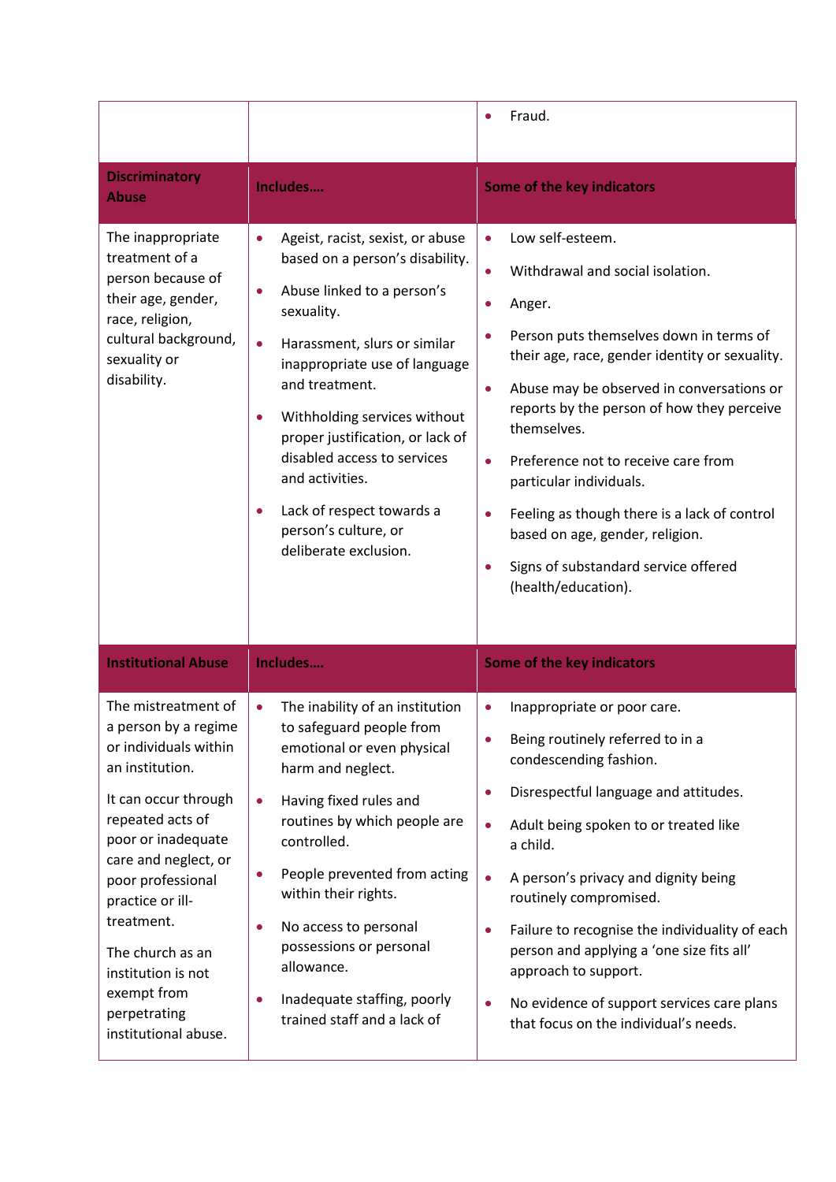| | | |
|---|---|---|
| | | • Fraud. |
| **Discriminatory Abuse** | **Includes….** | **Some of the key indicators** |
| The inappropriate treatment of a person because of their age, gender, race, religion, cultural background, sexuality or disability. | • Ageist, racist, sexist, or abuse based on a person's disability.<br>• Abuse linked to a person's sexuality.<br>• Harassment, slurs or similar inappropriate use of language and treatment.<br>• Withholding services without proper justification, or lack of disabled access to services and activities.<br>• Lack of respect towards a person's culture, or deliberate exclusion. | • Low self-esteem.<br>• Withdrawal and social isolation.<br>• Anger.<br>• Person puts themselves down in terms of their age, race, gender identity or sexuality.<br>• Abuse may be observed in conversations or reports by the person of how they perceive themselves.<br>• Preference not to receive care from particular individuals.<br>• Feeling as though there is a lack of control based on age, gender, religion.<br>• Signs of substandard service offered (health/education). |
| **Institutional Abuse** | **Includes….** | **Some of the key indicators** |
| The mistreatment of a person by a regime or individuals within an institution.<br><br>It can occur through repeated acts of poor or inadequate care and neglect, or poor professional practice or ill-treatment.<br><br>The church as an institution is not exempt from perpetrating institutional abuse. | • The inability of an institution to safeguard people from emotional or even physical harm and neglect.<br>• Having fixed rules and routines by which people are controlled.<br>• People prevented from acting within their rights.<br>• No access to personal possessions or personal allowance.<br>• Inadequate staffing, poorly trained staff and a lack of | • Inappropriate or poor care.<br>• Being routinely referred to in a condescending fashion.<br>• Disrespectful language and attitudes.<br>• Adult being spoken to or treated like a child.<br>• A person's privacy and dignity being routinely compromised.<br>• Failure to recognise the individuality of each person and applying a 'one size fits all' approach to support.<br>• No evidence of support services care plans that focus on the individual's needs. |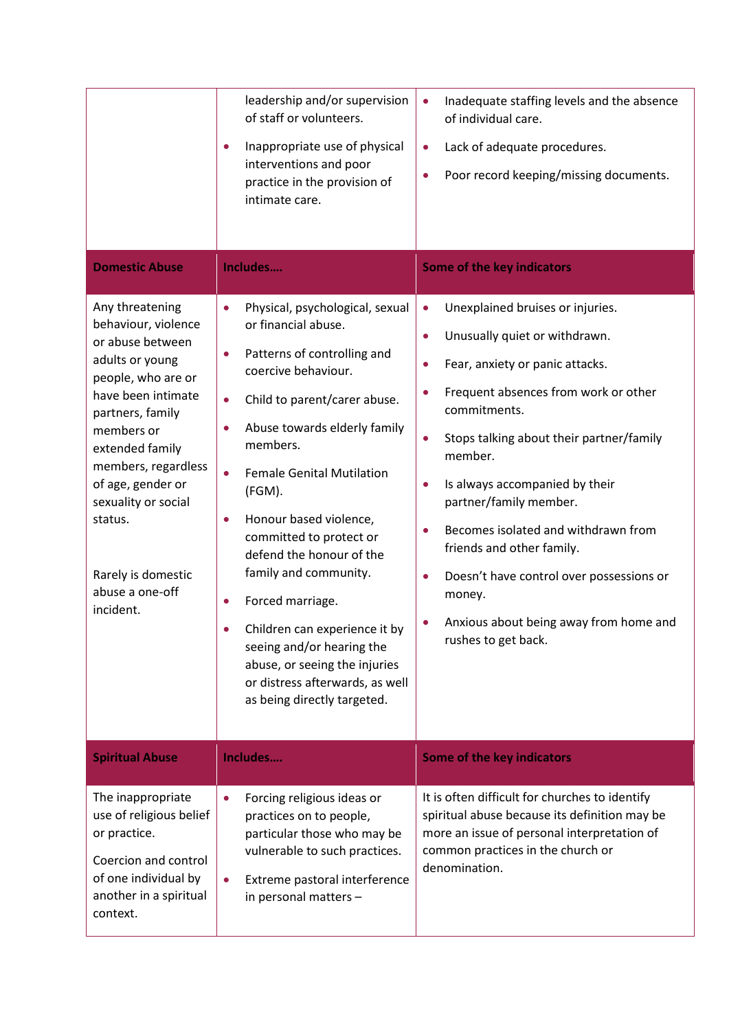| | | |
|---|---|---|
| | leadership and/or supervision of staff or volunteers.<br>• Inappropriate use of physical interventions and poor practice in the provision of intimate care. | • Inadequate staffing levels and the absence of individual care.<br>• Lack of adequate procedures.<br>• Poor record keeping/missing documents. |
| **Domestic Abuse** | **Includes....** | **Some of the key indicators** |
| Any threatening behaviour, violence or abuse between adults or young people, who are or have been intimate partners, family members or extended family members, regardless of age, gender or sexuality or social status.<br><br>Rarely is domestic abuse a one-off incident. | • Physical, psychological, sexual or financial abuse.<br>• Patterns of controlling and coercive behaviour.<br>• Child to parent/carer abuse.<br>• Abuse towards elderly family members.<br>• Female Genital Mutilation (FGM).<br>• Honour based violence, committed to protect or defend the honour of the family and community.<br>• Forced marriage.<br>• Children can experience it by seeing and/or hearing the abuse, or seeing the injuries or distress afterwards, as well as being directly targeted. | • Unexplained bruises or injuries.<br>• Unusually quiet or withdrawn.<br>• Fear, anxiety or panic attacks.<br>• Frequent absences from work or other commitments.<br>• Stops talking about their partner/family member.<br>• Is always accompanied by their partner/family member.<br>• Becomes isolated and withdrawn from friends and other family.<br>• Doesn't have control over possessions or money.<br>• Anxious about being away from home and rushes to get back. |
| **Spiritual Abuse** | **Includes....** | **Some of the key indicators** |
| The inappropriate use of religious belief or practice.<br><br>Coercion and control of one individual by another in a spiritual context. | • Forcing religious ideas or practices on to people, particular those who may be vulnerable to such practices.<br>• Extreme pastoral interference in personal matters – | It is often difficult for churches to identify spiritual abuse because its definition may be more an issue of personal interpretation of common practices in the church or denomination. |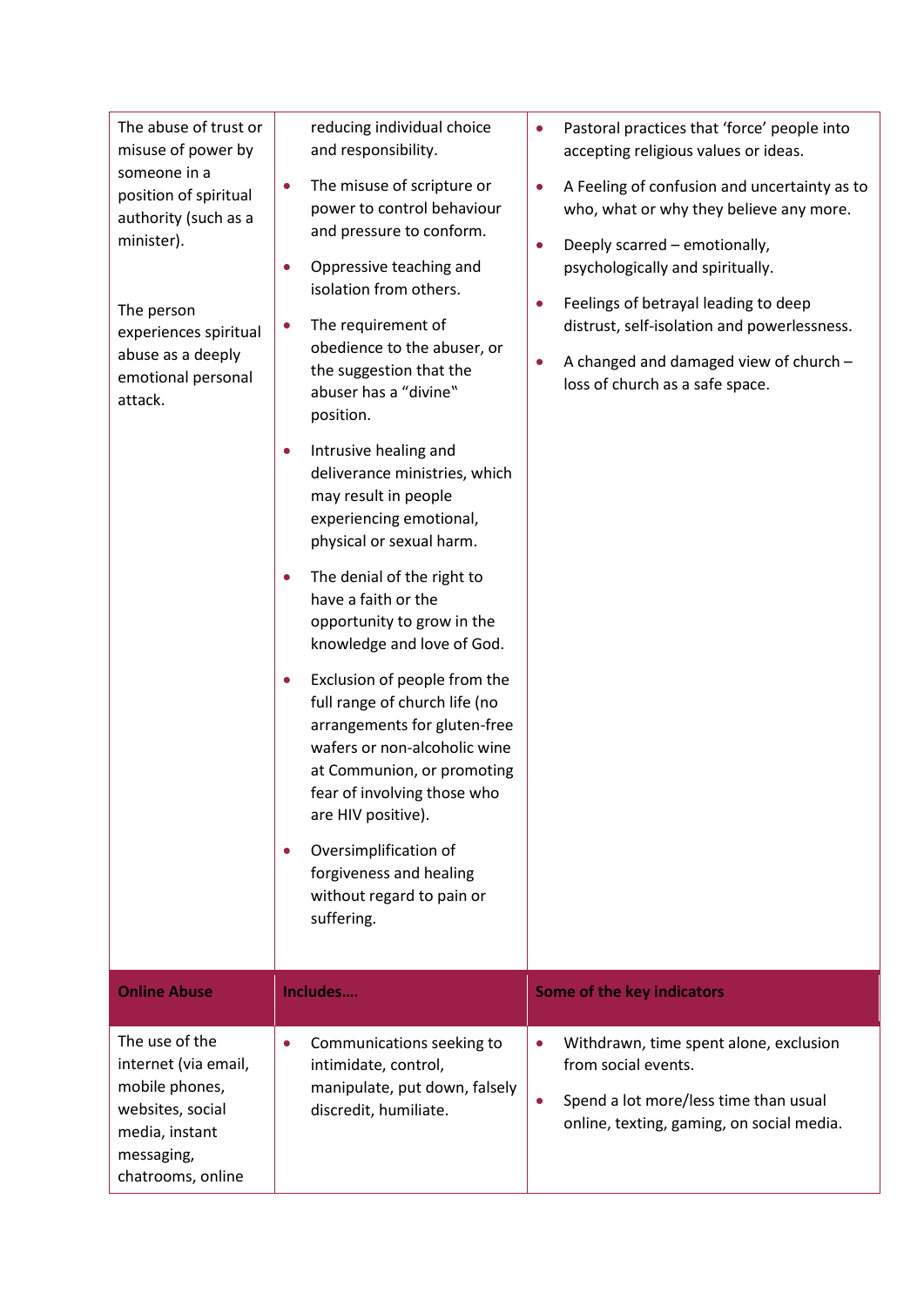| | | |
|---|---|---|
| The abuse of trust or misuse of power by someone in a position of spiritual authority (such as a minister).<br><br>The person experiences spiritual abuse as a deeply emotional personal attack. | reducing individual choice and responsibility.<br>• The misuse of scripture or power to control behaviour and pressure to conform.<br>• Oppressive teaching and isolation from others.<br>• The requirement of obedience to the abuser, or the suggestion that the abuser has a "divine" position.<br>• Intrusive healing and deliverance ministries, which may result in people experiencing emotional, physical or sexual harm.<br>• The denial of the right to have a faith or the opportunity to grow in the knowledge and love of God.<br>• Exclusion of people from the full range of church life (no arrangements for gluten-free wafers or non-alcoholic wine at Communion, or promoting fear of involving those who are HIV positive).<br>• Oversimplification of forgiveness and healing without regard to pain or suffering. | • Pastoral practices that 'force' people into accepting religious values or ideas.<br>• A Feeling of confusion and uncertainty as to who, what or why they believe any more.<br>• Deeply scarred – emotionally, psychologically and spiritually.<br>• Feelings of betrayal leading to deep distrust, self-isolation and powerlessness.<br>• A changed and damaged view of church – loss of church as a safe space. |
| **Online Abuse** | **Includes….** | **Some of the key indicators** |
| The use of the internet (via email, mobile phones, websites, social media, instant messaging, chatrooms, online | • Communications seeking to intimidate, control, manipulate, put down, falsely discredit, humiliate. | • Withdrawn, time spent alone, exclusion from social events.<br>• Spend a lot more/less time than usual online, texting, gaming, on social media. |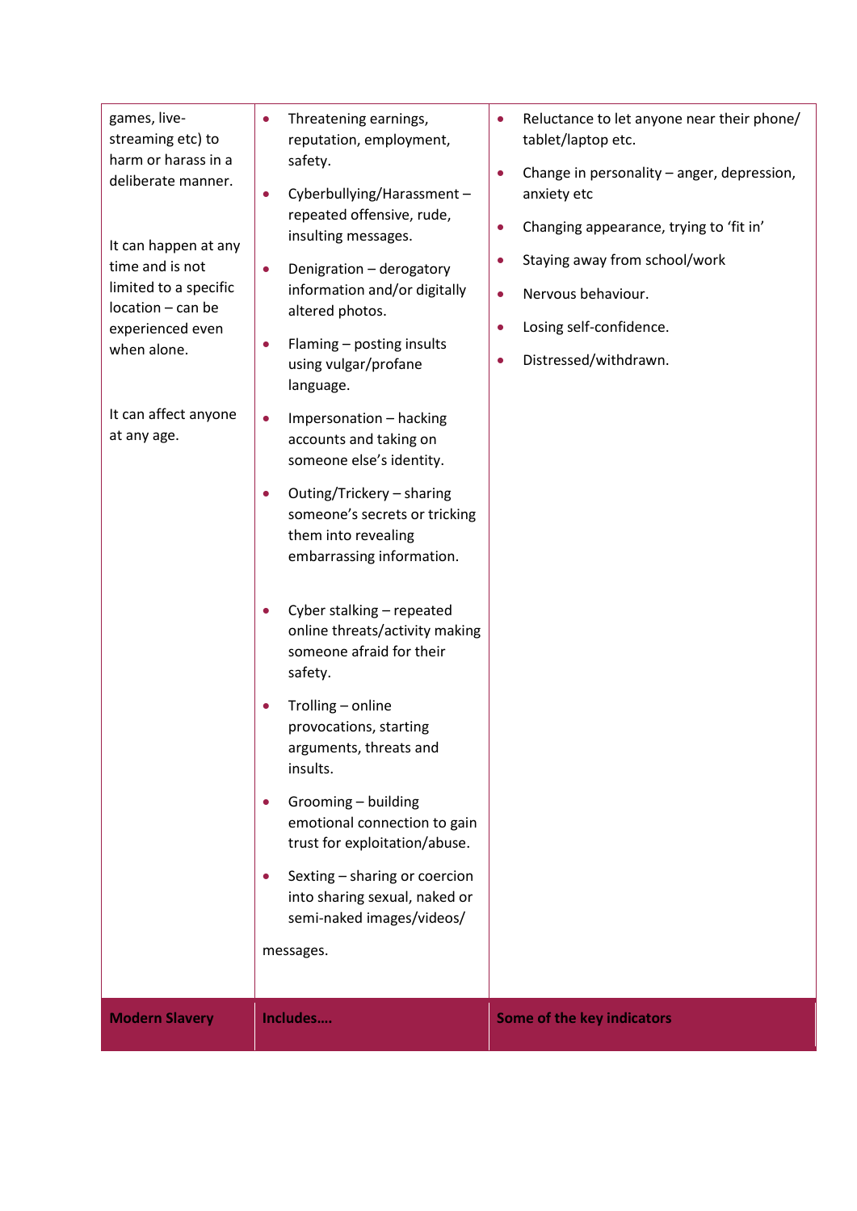| | | |
|---|---|---|
| games, live-streaming etc) to harm or harass in a deliberate manner.<br><br>It can happen at any time and is not limited to a specific location – can be experienced even when alone.<br><br>It can affect anyone at any age. | • Threatening earnings, reputation, employment, safety.<br>• Cyberbullying/Harassment – repeated offensive, rude, insulting messages.<br>• Denigration – derogatory information and/or digitally altered photos.<br>• Flaming – posting insults using vulgar/profane language.<br>• Impersonation – hacking accounts and taking on someone else's identity.<br>• Outing/Trickery – sharing someone's secrets or tricking them into revealing embarrassing information.<br>• Cyber stalking – repeated online threats/activity making someone afraid for their safety.<br>• Trolling – online provocations, starting arguments, threats and insults.<br>• Grooming – building emotional connection to gain trust for exploitation/abuse.<br>• Sexting – sharing or coercion into sharing sexual, naked or semi-naked images/videos/ messages. | • Reluctance to let anyone near their phone/ tablet/laptop etc.<br>• Change in personality – anger, depression, anxiety etc<br>• Changing appearance, trying to 'fit in'<br>• Staying away from school/work<br>• Nervous behaviour.<br>• Losing self-confidence.<br>• Distressed/withdrawn. |
| **Modern Slavery** | **Includes….** | **Some of the key indicators** |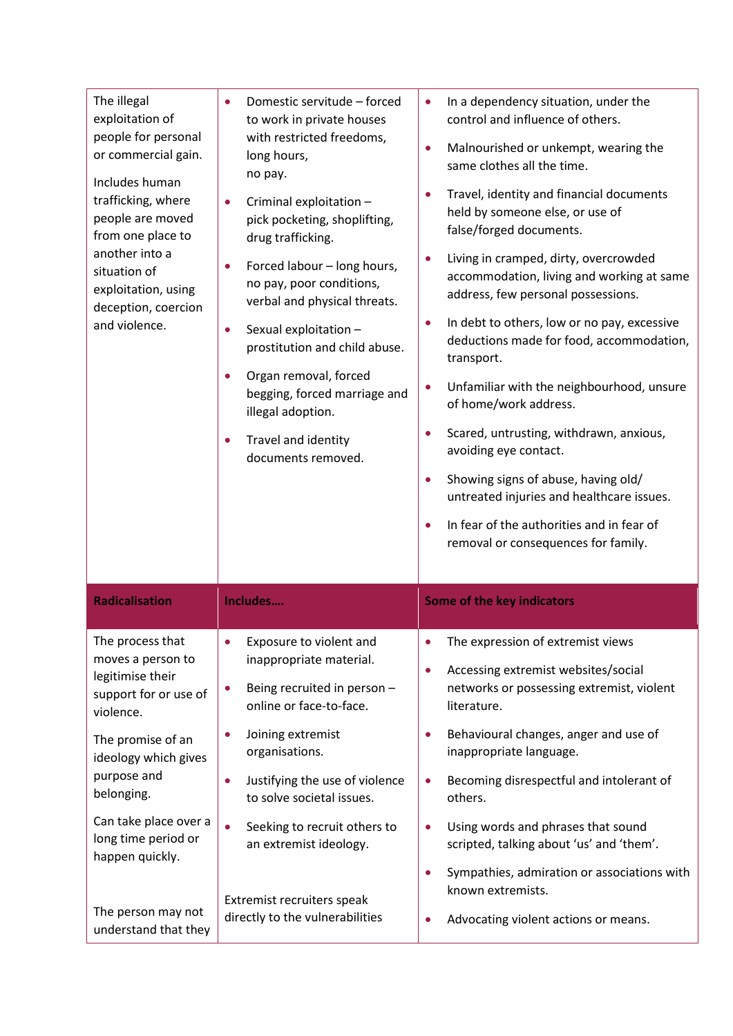| | | |
|---|---|---|
| The illegal exploitation of people for personal or commercial gain.<br><br>Includes human trafficking, where people are moved from one place to another into a situation of exploitation, using deception, coercion and violence. | • Domestic servitude – forced to work in private houses with restricted freedoms, long hours, no pay.<br>• Criminal exploitation – pick pocketing, shoplifting, drug trafficking.<br>• Forced labour – long hours, no pay, poor conditions, verbal and physical threats.<br>• Sexual exploitation – prostitution and child abuse.<br>• Organ removal, forced begging, forced marriage and illegal adoption.<br>• Travel and identity documents removed. | • In a dependency situation, under the control and influence of others.<br>• Malnourished or unkempt, wearing the same clothes all the time.<br>• Travel, identity and financial documents held by someone else, or use of false/forged documents.<br>• Living in cramped, dirty, overcrowded accommodation, living and working at same address, few personal possessions.<br>• In debt to others, low or no pay, excessive deductions made for food, accommodation, transport.<br>• Unfamiliar with the neighbourhood, unsure of home/work address.<br>• Scared, untrusting, withdrawn, anxious, avoiding eye contact.<br>• Showing signs of abuse, having old/ untreated injuries and healthcare issues.<br>• In fear of the authorities and in fear of removal or consequences for family. |
| **Radicalisation** | **Includes….** | **Some of the key indicators** |
| The process that moves a person to legitimise their support for or use of violence.<br><br>The promise of an ideology which gives purpose and belonging.<br><br>Can take place over a long time period or happen quickly.<br><br>The person may not understand that they | • Exposure to violent and inappropriate material.<br>• Being recruited in person – online or face-to-face.<br>• Joining extremist organisations.<br>• Justifying the use of violence to solve societal issues.<br>• Seeking to recruit others to an extremist ideology.<br><br>Extremist recruiters speak directly to the vulnerabilities | • The expression of extremist views<br>• Accessing extremist websites/social networks or possessing extremist, violent literature.<br>• Behavioural changes, anger and use of inappropriate language.<br>• Becoming disrespectful and intolerant of others.<br>• Using words and phrases that sound scripted, talking about 'us' and 'them'.<br>• Sympathies, admiration or associations with known extremists.<br>• Advocating violent actions or means. |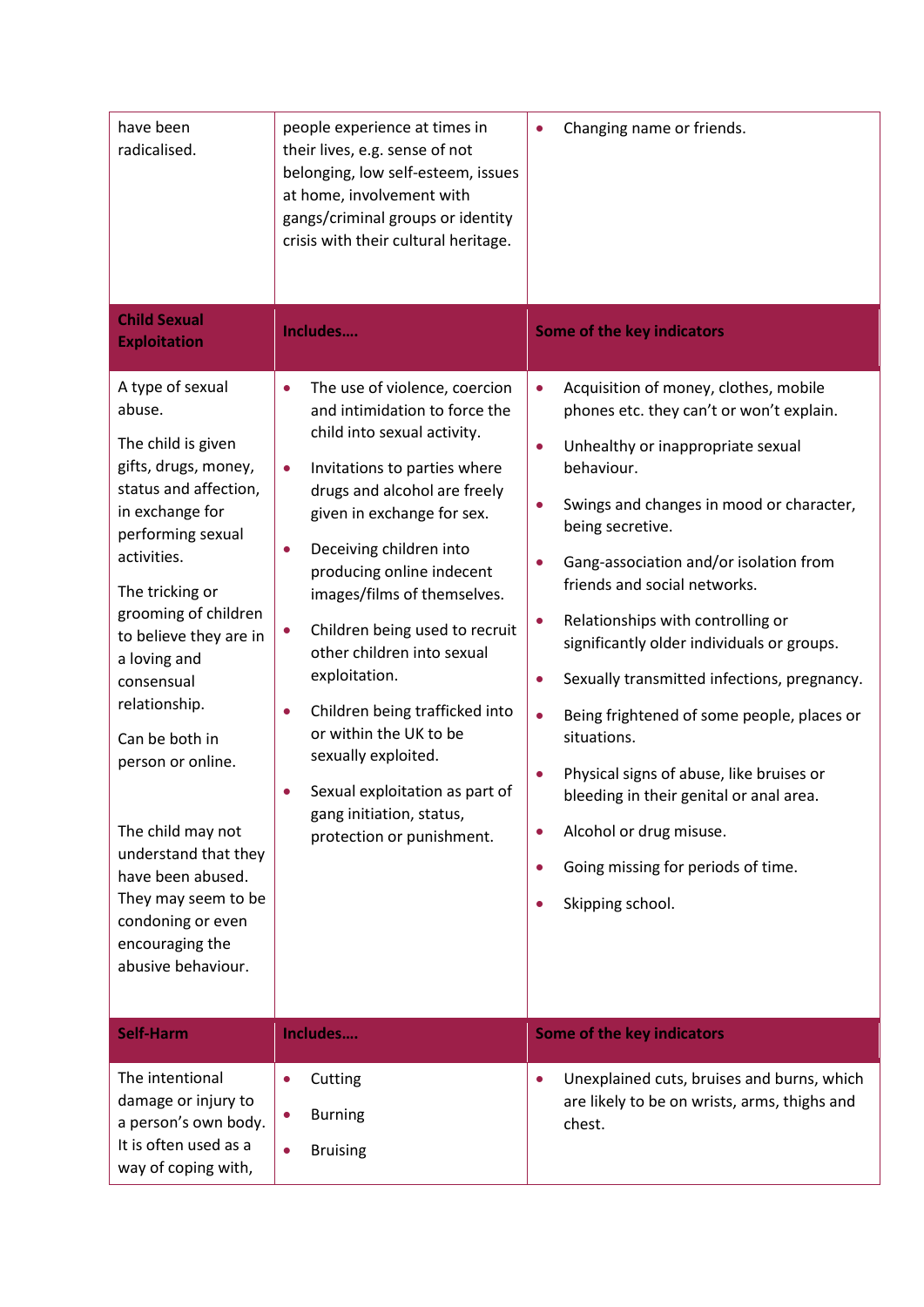| | | |
|---|---|---|
| have been radicalised. | people experience at times in their lives, e.g. sense of not belonging, low self-esteem, issues at home, involvement with gangs/criminal groups or identity crisis with their cultural heritage. | • Changing name or friends. |
| **Child Sexual Exploitation** | **Includes….** | **Some of the key indicators** |
| A type of sexual abuse.<br><br>The child is given gifts, drugs, money, status and affection, in exchange for performing sexual activities.<br><br>The tricking or grooming of children to believe they are in a loving and consensual relationship.<br><br>Can be both in person or online.<br><br>The child may not understand that they have been abused. They may seem to be condoning or even encouraging the abusive behaviour. | • The use of violence, coercion and intimidation to force the child into sexual activity.<br>• Invitations to parties where drugs and alcohol are freely given in exchange for sex.<br>• Deceiving children into producing online indecent images/films of themselves.<br>• Children being used to recruit other children into sexual exploitation.<br>• Children being trafficked into or within the UK to be sexually exploited.<br>• Sexual exploitation as part of gang initiation, status, protection or punishment. | • Acquisition of money, clothes, mobile phones etc. they can't or won't explain.<br>• Unhealthy or inappropriate sexual behaviour.<br>• Swings and changes in mood or character, being secretive.<br>• Gang-association and/or isolation from friends and social networks.<br>• Relationships with controlling or significantly older individuals or groups.<br>• Sexually transmitted infections, pregnancy.<br>• Being frightened of some people, places or situations.<br>• Physical signs of abuse, like bruises or bleeding in their genital or anal area.<br>• Alcohol or drug misuse.<br>• Going missing for periods of time.<br>• Skipping school. |
| **Self-Harm** | **Includes….** | **Some of the key indicators** |
| The intentional damage or injury to a person's own body. It is often used as a way of coping with, | • Cutting<br>• Burning<br>• Bruising | • Unexplained cuts, bruises and burns, which are likely to be on wrists, arms, thighs and chest. |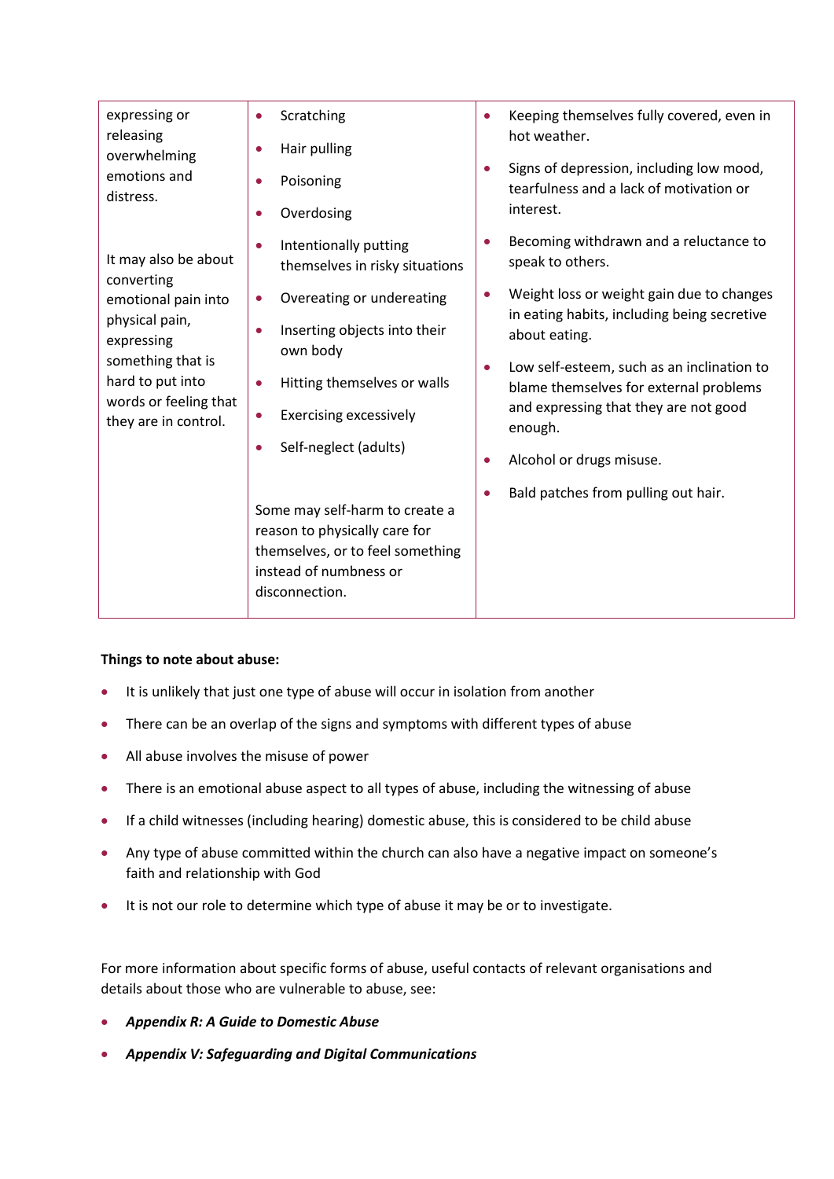| | | |
|---|---|---|
| expressing or releasing overwhelming emotions and distress.<br><br>It may also be about converting emotional pain into physical pain, expressing something that is hard to put into words or feeling that they are in control. | • Scratching<br>• Hair pulling<br>• Poisoning<br>• Overdosing<br>• Intentionally putting themselves in risky situations<br>• Overeating or undereating<br>• Inserting objects into their own body<br>• Hitting themselves or walls<br>• Exercising excessively<br>• Self-neglect (adults)<br><br>Some may self-harm to create a reason to physically care for themselves, or to feel something instead of numbness or disconnection. | • Keeping themselves fully covered, even in hot weather.<br>• Signs of depression, including low mood, tearfulness and a lack of motivation or interest.<br>• Becoming withdrawn and a reluctance to speak to others.<br>• Weight loss or weight gain due to changes in eating habits, including being secretive about eating.<br>• Low self-esteem, such as an inclination to blame themselves for external problems and expressing that they are not good enough.<br>• Alcohol or drugs misuse.<br>• Bald patches from pulling out hair. |

**Things to note about abuse:**

- It is unlikely that just one type of abuse will occur in isolation from another
- There can be an overlap of the signs and symptoms with different types of abuse
- All abuse involves the misuse of power
- There is an emotional abuse aspect to all types of abuse, including the witnessing of abuse
- If a child witnesses (including hearing) domestic abuse, this is considered to be child abuse
- Any type of abuse committed within the church can also have a negative impact on someone's faith and relationship with God
- It is not our role to determine which type of abuse it may be or to investigate.

For more information about specific forms of abuse, useful contacts of relevant organisations and details about those who are vulnerable to abuse, see:

- ***Appendix R: A Guide to Domestic Abuse***
- ***Appendix V: Safeguarding and Digital Communications***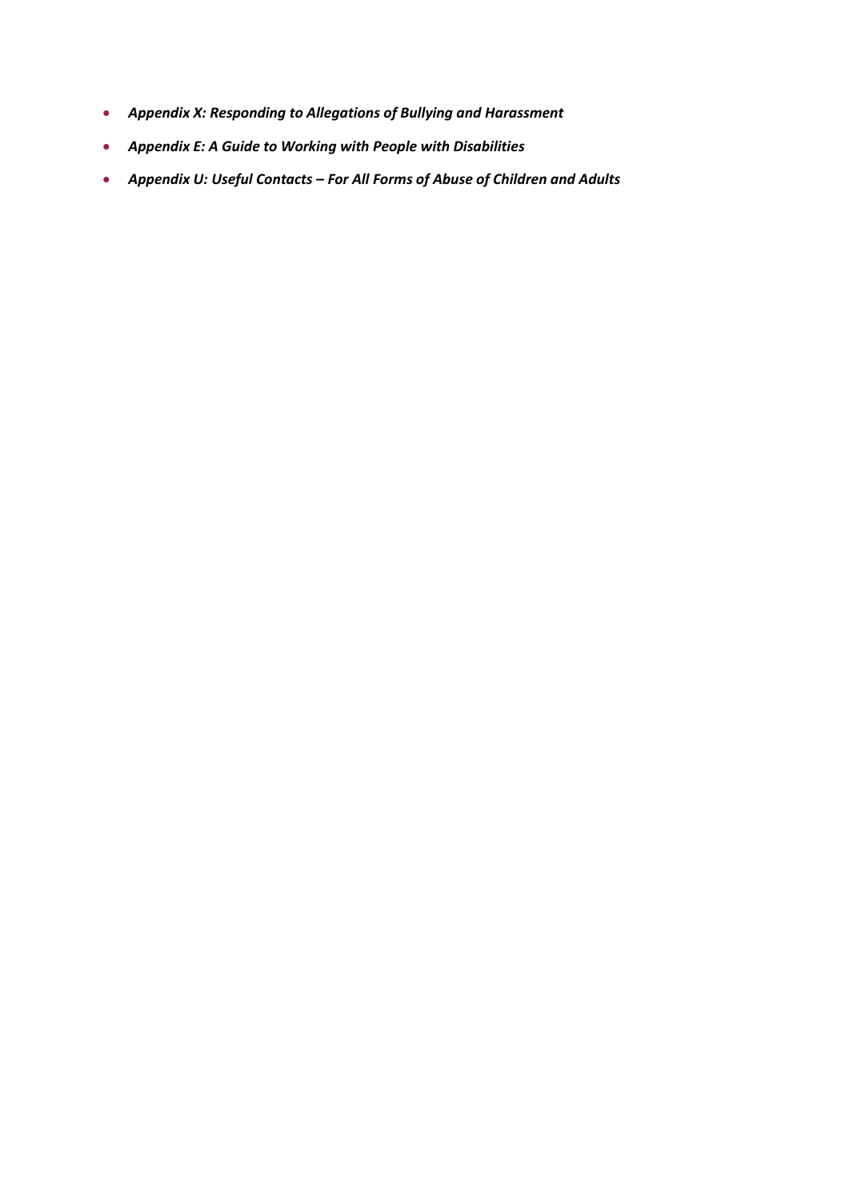- ***Appendix X: Responding to Allegations of Bullying and Harassment***
- ***Appendix E: A Guide to Working with People with Disabilities***
- ***Appendix U: Useful Contacts – For All Forms of Abuse of Children and Adults***